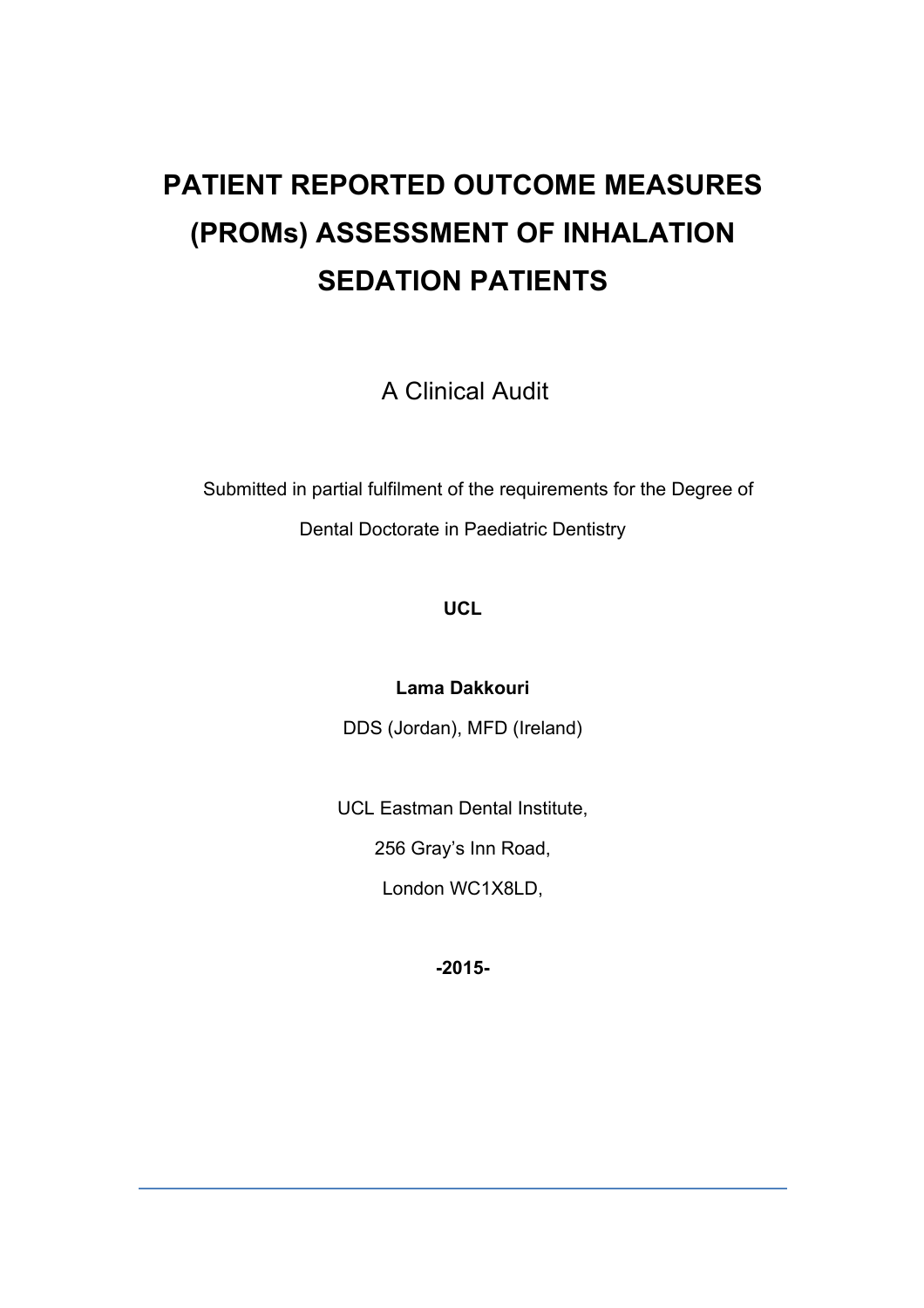# PATIENT REPORTED OUTCOME MEASURES (PROMs) ASSESSMENT OF INHALATION SEDATION PATIENTS

A Clinical Audit

Submitted in partial fulfilment of the requirements for the Degree of Dental Doctorate in Paediatric Dentistry

**UCL**

**Lama Dakkouri**

DDS (Jordan), MFD (Ireland)

UCL Eastman Dental Institute,

256 Gray's Inn Road,

London WC1X8LD,

**-2015-**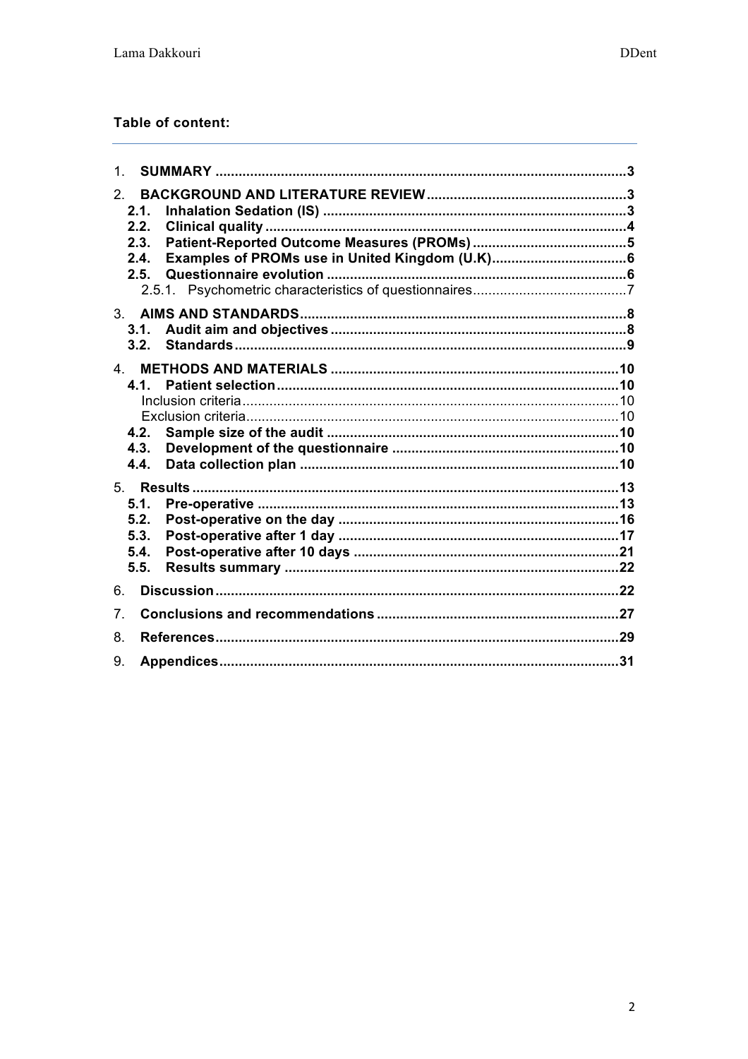**Table of content:**

1. **SUMMARY** ... 3
2. **BACKGROUND AND LITERATURE REVIEW** ... 3
   - **2.1. Inhalation Sedation (IS)** ... 3
   - **2.2. Clinical quality** ... 4
   - **2.3. Patient-Reported Outcome Measures (PROMs)** ... 5
   - **2.4. Examples of PROMs use in United Kingdom (U.K)** ... 6
   - **2.5. Questionnaire evolution** ... 6
     - 2.5.1. Psychometric characteristics of questionnaires ... 7
3. **AIMS AND STANDARDS** ... 8
   - **3.1. Audit aim and objectives** ... 8
   - **3.2. Standards** ... 9
4. **METHODS AND MATERIALS** ... 10
   - **4.1. Patient selection** ... 10
     - Inclusion criteria ... 10
     - Exclusion criteria ... 10
   - **4.2. Sample size of the audit** ... 10
   - **4.3. Development of the questionnaire** ... 10
   - **4.4. Data collection plan** ... 10
5. **Results** ... 13
   - **5.1. Pre-operative** ... 13
   - **5.2. Post-operative on the day** ... 16
   - **5.3. Post-operative after 1 day** ... 17
   - **5.4. Post-operative after 10 days** ... 21
   - **5.5. Results summary** ... 22
6. **Discussion** ... 22
7. **Conclusions and recommendations** ... 27
8. **References** ... 29
9. **Appendices** ... 31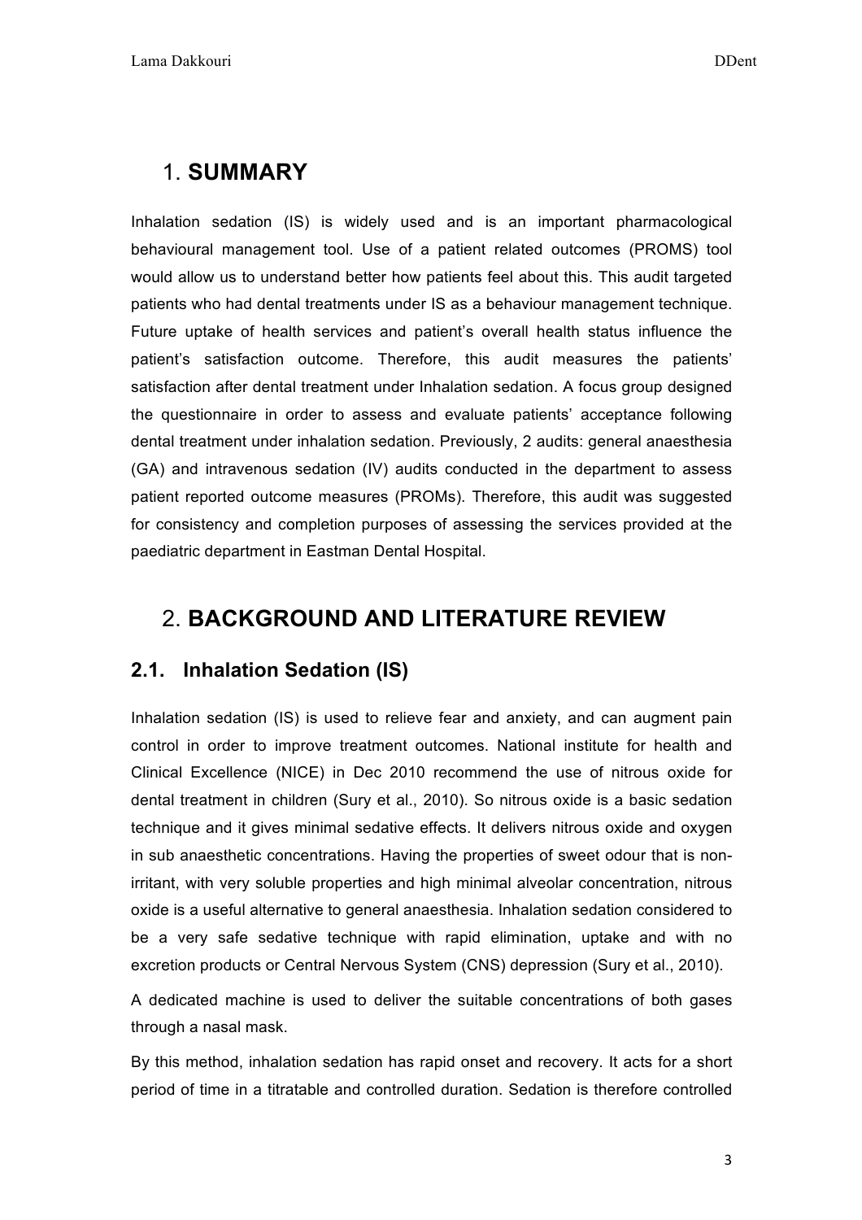# 1. **SUMMARY**

Inhalation sedation (IS) is widely used and is an important pharmacological behavioural management tool. Use of a patient related outcomes (PROMS) tool would allow us to understand better how patients feel about this. This audit targeted patients who had dental treatments under IS as a behaviour management technique. Future uptake of health services and patient's overall health status influence the patient's satisfaction outcome. Therefore, this audit measures the patients' satisfaction after dental treatment under Inhalation sedation. A focus group designed the questionnaire in order to assess and evaluate patients' acceptance following dental treatment under inhalation sedation. Previously, 2 audits: general anaesthesia (GA) and intravenous sedation (IV) audits conducted in the department to assess patient reported outcome measures (PROMs). Therefore, this audit was suggested for consistency and completion purposes of assessing the services provided at the paediatric department in Eastman Dental Hospital.

# 2. **BACKGROUND AND LITERATURE REVIEW**

## 2.1. Inhalation Sedation (IS)

Inhalation sedation (IS) is used to relieve fear and anxiety, and can augment pain control in order to improve treatment outcomes. National institute for health and Clinical Excellence (NICE) in Dec 2010 recommend the use of nitrous oxide for dental treatment in children (Sury et al., 2010). So nitrous oxide is a basic sedation technique and it gives minimal sedative effects. It delivers nitrous oxide and oxygen in sub anaesthetic concentrations. Having the properties of sweet odour that is non-irritant, with very soluble properties and high minimal alveolar concentration, nitrous oxide is a useful alternative to general anaesthesia. Inhalation sedation considered to be a very safe sedative technique with rapid elimination, uptake and with no excretion products or Central Nervous System (CNS) depression (Sury et al., 2010).

A dedicated machine is used to deliver the suitable concentrations of both gases through a nasal mask.

By this method, inhalation sedation has rapid onset and recovery. It acts for a short period of time in a titratable and controlled duration. Sedation is therefore controlled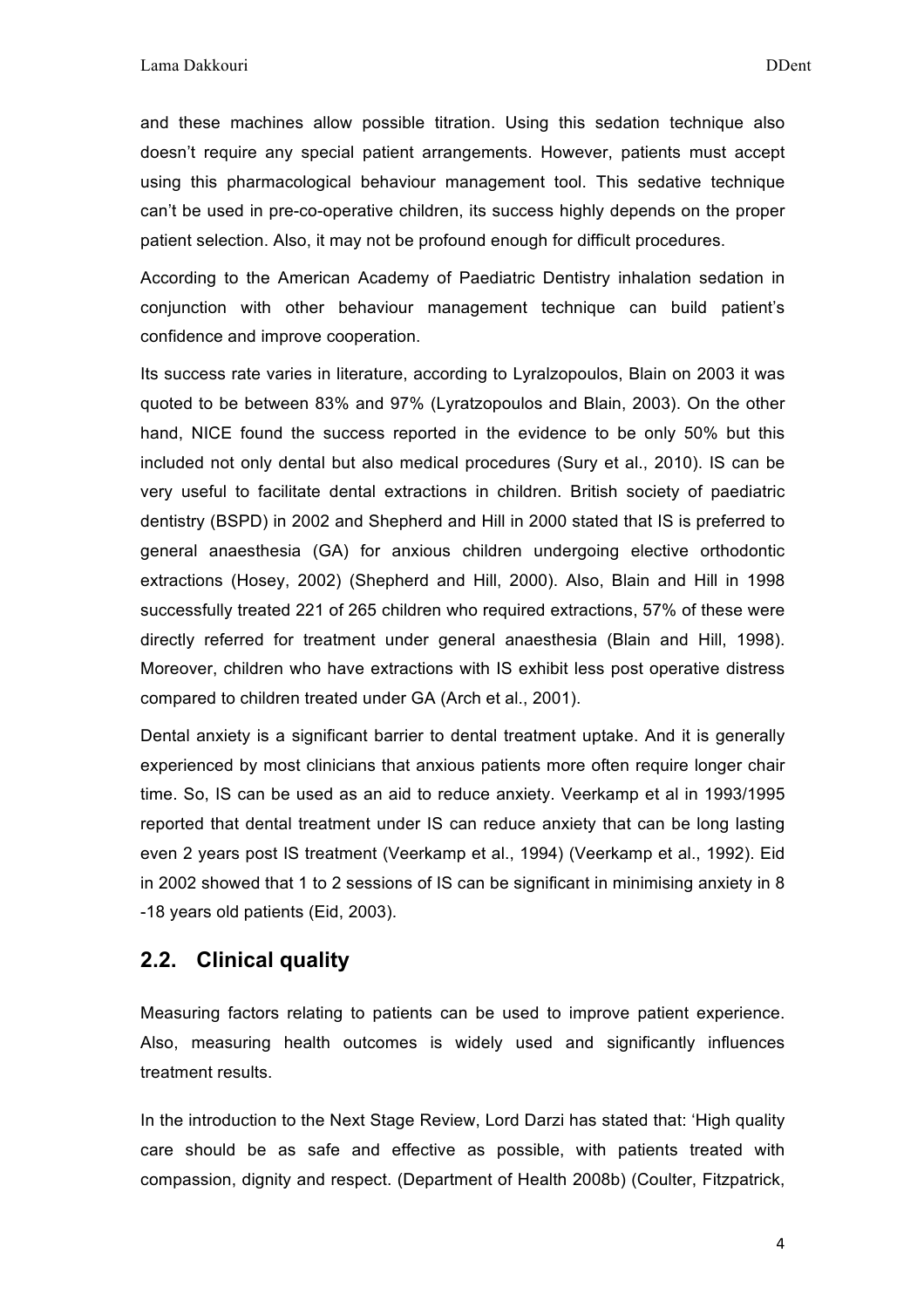and these machines allow possible titration. Using this sedation technique also doesn't require any special patient arrangements. However, patients must accept using this pharmacological behaviour management tool. This sedative technique can't be used in pre-co-operative children, its success highly depends on the proper patient selection. Also, it may not be profound enough for difficult procedures.

According to the American Academy of Paediatric Dentistry inhalation sedation in conjunction with other behaviour management technique can build patient's confidence and improve cooperation.

Its success rate varies in literature, according to Lyralzopoulos, Blain on 2003 it was quoted to be between 83% and 97% (Lyratzopoulos and Blain, 2003). On the other hand, NICE found the success reported in the evidence to be only 50% but this included not only dental but also medical procedures (Sury et al., 2010). IS can be very useful to facilitate dental extractions in children. British society of paediatric dentistry (BSPD) in 2002 and Shepherd and Hill in 2000 stated that IS is preferred to general anaesthesia (GA) for anxious children undergoing elective orthodontic extractions (Hosey, 2002) (Shepherd and Hill, 2000). Also, Blain and Hill in 1998 successfully treated 221 of 265 children who required extractions, 57% of these were directly referred for treatment under general anaesthesia (Blain and Hill, 1998). Moreover, children who have extractions with IS exhibit less post operative distress compared to children treated under GA (Arch et al., 2001).

Dental anxiety is a significant barrier to dental treatment uptake. And it is generally experienced by most clinicians that anxious patients more often require longer chair time. So, IS can be used as an aid to reduce anxiety. Veerkamp et al in 1993/1995 reported that dental treatment under IS can reduce anxiety that can be long lasting even 2 years post IS treatment (Veerkamp et al., 1994) (Veerkamp et al., 1992). Eid in 2002 showed that 1 to 2 sessions of IS can be significant in minimising anxiety in 8 -18 years old patients (Eid, 2003).

## 2.2. Clinical quality

Measuring factors relating to patients can be used to improve patient experience. Also, measuring health outcomes is widely used and significantly influences treatment results.

In the introduction to the Next Stage Review, Lord Darzi has stated that: 'High quality care should be as safe and effective as possible, with patients treated with compassion, dignity and respect. (Department of Health 2008b) (Coulter, Fitzpatrick,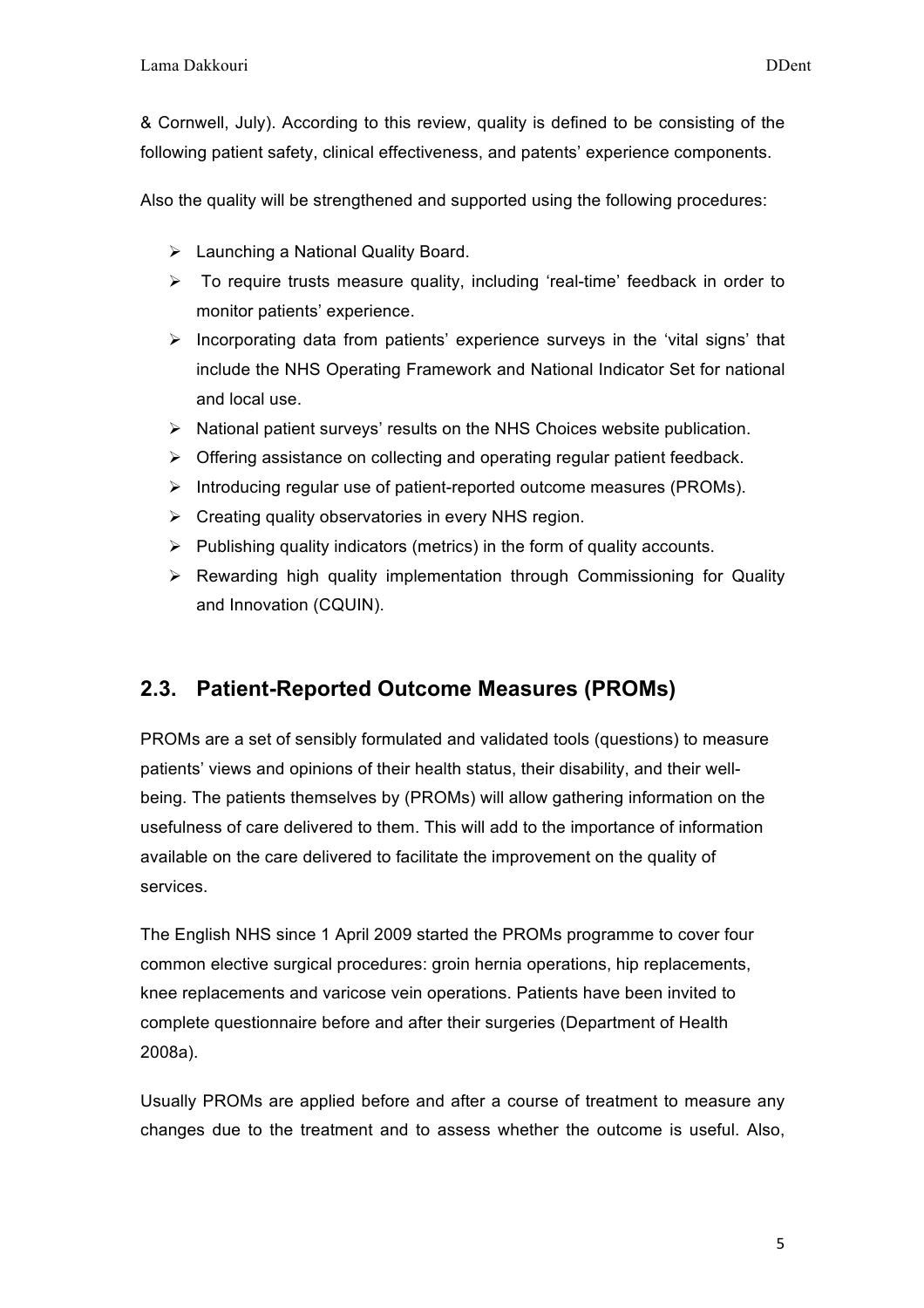& Cornwell, July). According to this review, quality is defined to be consisting of the following patient safety, clinical effectiveness, and patents' experience components.

Also the quality will be strengthened and supported using the following procedures:

- Launching a National Quality Board.
- To require trusts measure quality, including 'real-time' feedback in order to monitor patients' experience.
- Incorporating data from patients' experience surveys in the 'vital signs' that include the NHS Operating Framework and National Indicator Set for national and local use.
- National patient surveys' results on the NHS Choices website publication.
- Offering assistance on collecting and operating regular patient feedback.
- Introducing regular use of patient-reported outcome measures (PROMs).
- Creating quality observatories in every NHS region.
- Publishing quality indicators (metrics) in the form of quality accounts.
- Rewarding high quality implementation through Commissioning for Quality and Innovation (CQUIN).

## 2.3. Patient-Reported Outcome Measures (PROMs)

PROMs are a set of sensibly formulated and validated tools (questions) to measure patients' views and opinions of their health status, their disability, and their well-being. The patients themselves by (PROMs) will allow gathering information on the usefulness of care delivered to them. This will add to the importance of information available on the care delivered to facilitate the improvement on the quality of services.

The English NHS since 1 April 2009 started the PROMs programme to cover four common elective surgical procedures: groin hernia operations, hip replacements, knee replacements and varicose vein operations. Patients have been invited to complete questionnaire before and after their surgeries (Department of Health 2008a).

Usually PROMs are applied before and after a course of treatment to measure any changes due to the treatment and to assess whether the outcome is useful. Also,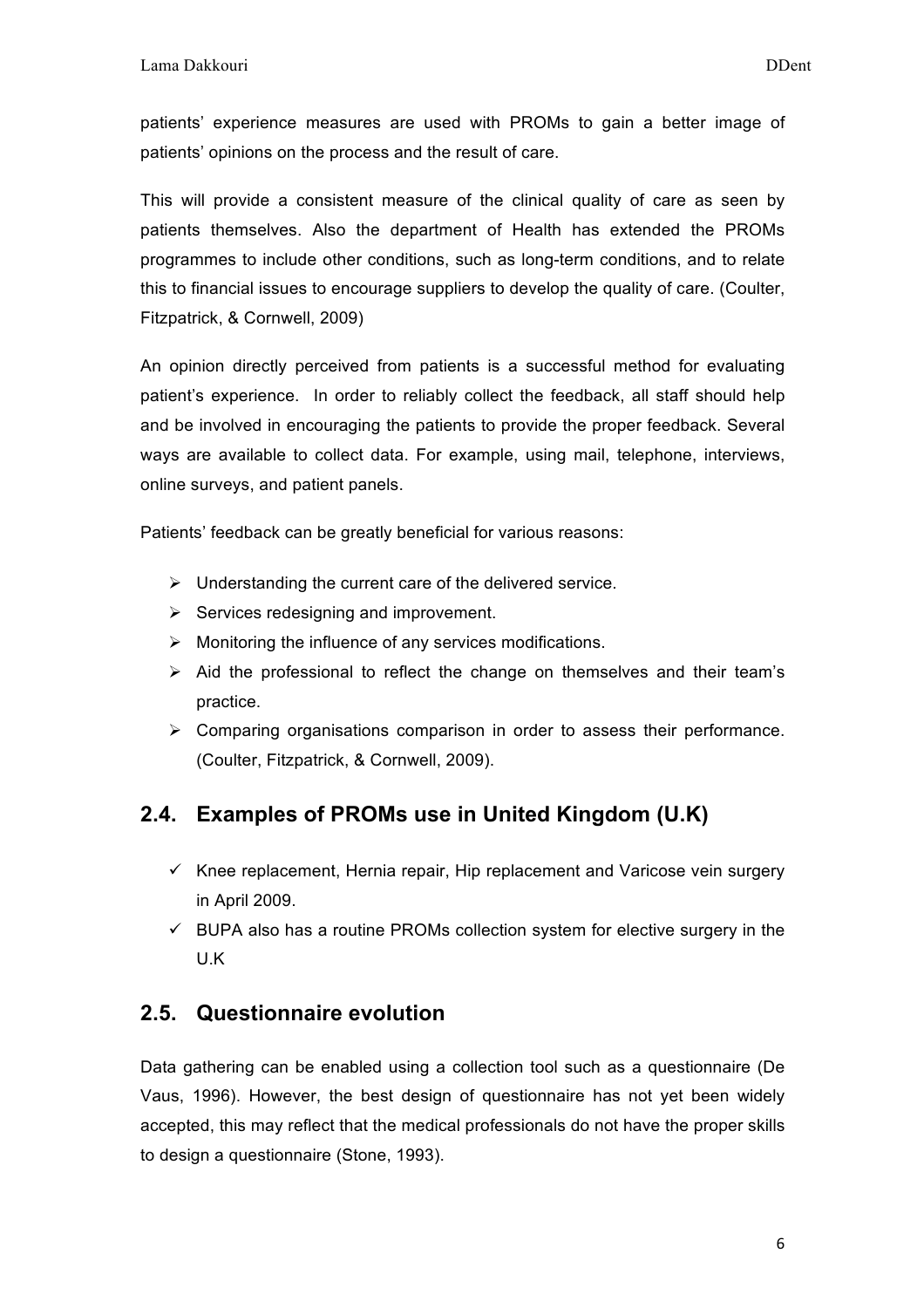patients' experience measures are used with PROMs to gain a better image of patients' opinions on the process and the result of care.

This will provide a consistent measure of the clinical quality of care as seen by patients themselves. Also the department of Health has extended the PROMs programmes to include other conditions, such as long-term conditions, and to relate this to financial issues to encourage suppliers to develop the quality of care. (Coulter, Fitzpatrick, & Cornwell, 2009)

An opinion directly perceived from patients is a successful method for evaluating patient's experience. In order to reliably collect the feedback, all staff should help and be involved in encouraging the patients to provide the proper feedback. Several ways are available to collect data. For example, using mail, telephone, interviews, online surveys, and patient panels.

Patients' feedback can be greatly beneficial for various reasons:

- Understanding the current care of the delivered service.
- Services redesigning and improvement.
- Monitoring the influence of any services modifications.
- Aid the professional to reflect the change on themselves and their team's practice.
- Comparing organisations comparison in order to assess their performance. (Coulter, Fitzpatrick, & Cornwell, 2009).

## 2.4. Examples of PROMs use in United Kingdom (U.K)

- ✓ Knee replacement, Hernia repair, Hip replacement and Varicose vein surgery in April 2009.
- ✓ BUPA also has a routine PROMs collection system for elective surgery in the U.K

## 2.5. Questionnaire evolution

Data gathering can be enabled using a collection tool such as a questionnaire (De Vaus, 1996). However, the best design of questionnaire has not yet been widely accepted, this may reflect that the medical professionals do not have the proper skills to design a questionnaire (Stone, 1993).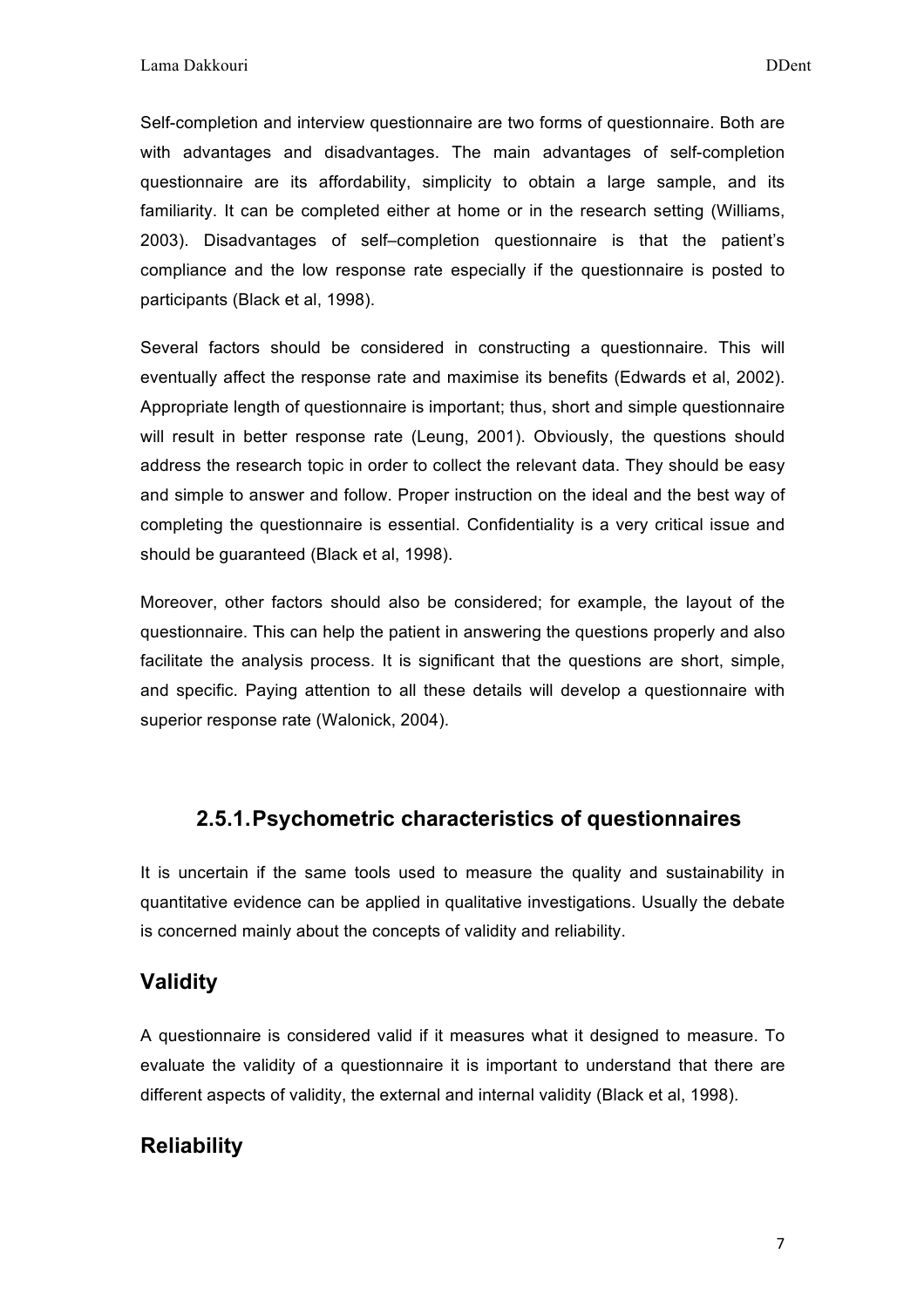Self-completion and interview questionnaire are two forms of questionnaire. Both are with advantages and disadvantages. The main advantages of self-completion questionnaire are its affordability, simplicity to obtain a large sample, and its familiarity. It can be completed either at home or in the research setting (Williams, 2003). Disadvantages of self–completion questionnaire is that the patient's compliance and the low response rate especially if the questionnaire is posted to participants (Black et al, 1998).

Several factors should be considered in constructing a questionnaire. This will eventually affect the response rate and maximise its benefits (Edwards et al, 2002). Appropriate length of questionnaire is important; thus, short and simple questionnaire will result in better response rate (Leung, 2001). Obviously, the questions should address the research topic in order to collect the relevant data. They should be easy and simple to answer and follow. Proper instruction on the ideal and the best way of completing the questionnaire is essential. Confidentiality is a very critical issue and should be guaranteed (Black et al, 1998).

Moreover, other factors should also be considered; for example, the layout of the questionnaire. This can help the patient in answering the questions properly and also facilitate the analysis process. It is significant that the questions are short, simple, and specific. Paying attention to all these details will develop a questionnaire with superior response rate (Walonick, 2004).

### 2.5.1. Psychometric characteristics of questionnaires

It is uncertain if the same tools used to measure the quality and sustainability in quantitative evidence can be applied in qualitative investigations. Usually the debate is concerned mainly about the concepts of validity and reliability.

#### Validity

A questionnaire is considered valid if it measures what it designed to measure. To evaluate the validity of a questionnaire it is important to understand that there are different aspects of validity, the external and internal validity (Black et al, 1998).

#### Reliability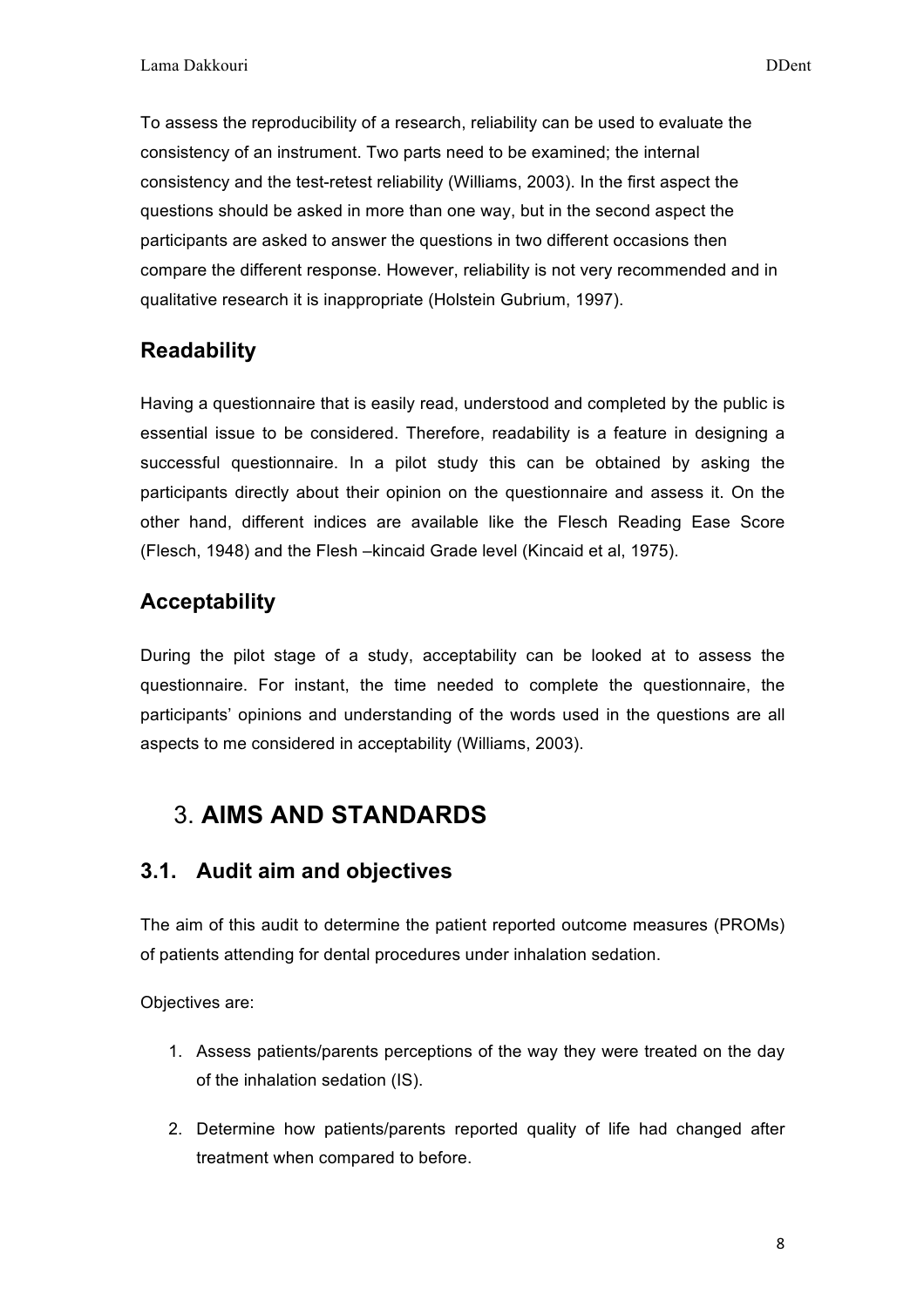To assess the reproducibility of a research, reliability can be used to evaluate the consistency of an instrument. Two parts need to be examined; the internal consistency and the test-retest reliability (Williams, 2003). In the first aspect the questions should be asked in more than one way, but in the second aspect the participants are asked to answer the questions in two different occasions then compare the different response. However, reliability is not very recommended and in qualitative research it is inappropriate (Holstein Gubrium, 1997).

### Readability

Having a questionnaire that is easily read, understood and completed by the public is essential issue to be considered. Therefore, readability is a feature in designing a successful questionnaire. In a pilot study this can be obtained by asking the participants directly about their opinion on the questionnaire and assess it. On the other hand, different indices are available like the Flesch Reading Ease Score (Flesch, 1948) and the Flesh –kincaid Grade level (Kincaid et al, 1975).

### Acceptability

During the pilot stage of a study, acceptability can be looked at to assess the questionnaire. For instant, the time needed to complete the questionnaire, the participants' opinions and understanding of the words used in the questions are all aspects to me considered in acceptability (Williams, 2003).

# 3. AIMS AND STANDARDS

## 3.1. Audit aim and objectives

The aim of this audit to determine the patient reported outcome measures (PROMs) of patients attending for dental procedures under inhalation sedation.

Objectives are:

1. Assess patients/parents perceptions of the way they were treated on the day of the inhalation sedation (IS).
2. Determine how patients/parents reported quality of life had changed after treatment when compared to before.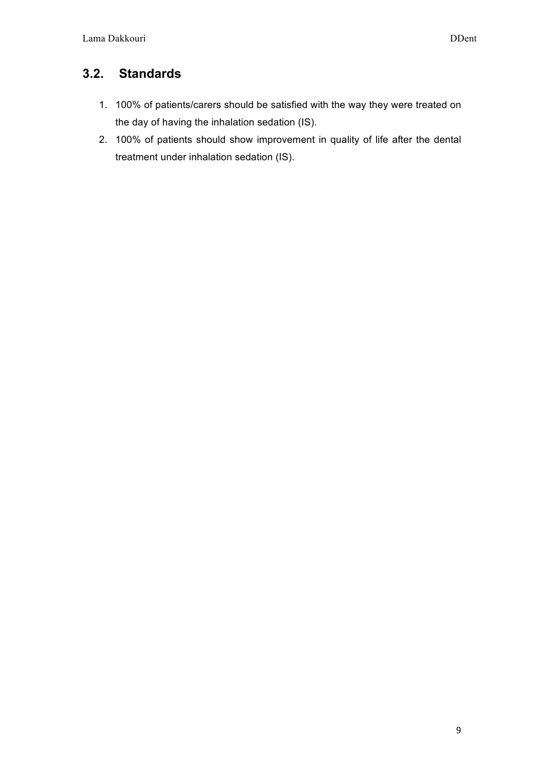## 3.2. Standards

1. 100% of patients/carers should be satisfied with the way they were treated on the day of having the inhalation sedation (IS).
2. 100% of patients should show improvement in quality of life after the dental treatment under inhalation sedation (IS).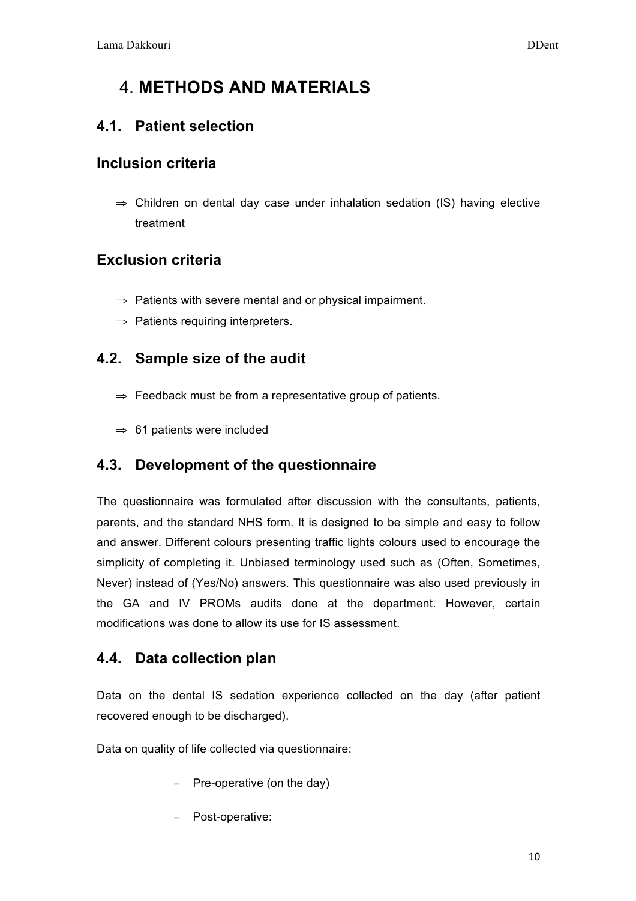# 4. **METHODS AND MATERIALS**

## 4.1. Patient selection

### Inclusion criteria

⇒ Children on dental day case under inhalation sedation (IS) having elective treatment

### Exclusion criteria

⇒ Patients with severe mental and or physical impairment.

⇒ Patients requiring interpreters.

## 4.2. Sample size of the audit

⇒ Feedback must be from a representative group of patients.

⇒ 61 patients were included

## 4.3. Development of the questionnaire

The questionnaire was formulated after discussion with the consultants, patients, parents, and the standard NHS form. It is designed to be simple and easy to follow and answer. Different colours presenting traffic lights colours used to encourage the simplicity of completing it. Unbiased terminology used such as (Often, Sometimes, Never) instead of (Yes/No) answers. This questionnaire was also used previously in the GA and IV PROMs audits done at the department. However, certain modifications was done to allow its use for IS assessment.

## 4.4. Data collection plan

Data on the dental IS sedation experience collected on the day (after patient recovered enough to be discharged).

Data on quality of life collected via questionnaire:

- Pre-operative (on the day)
- Post-operative: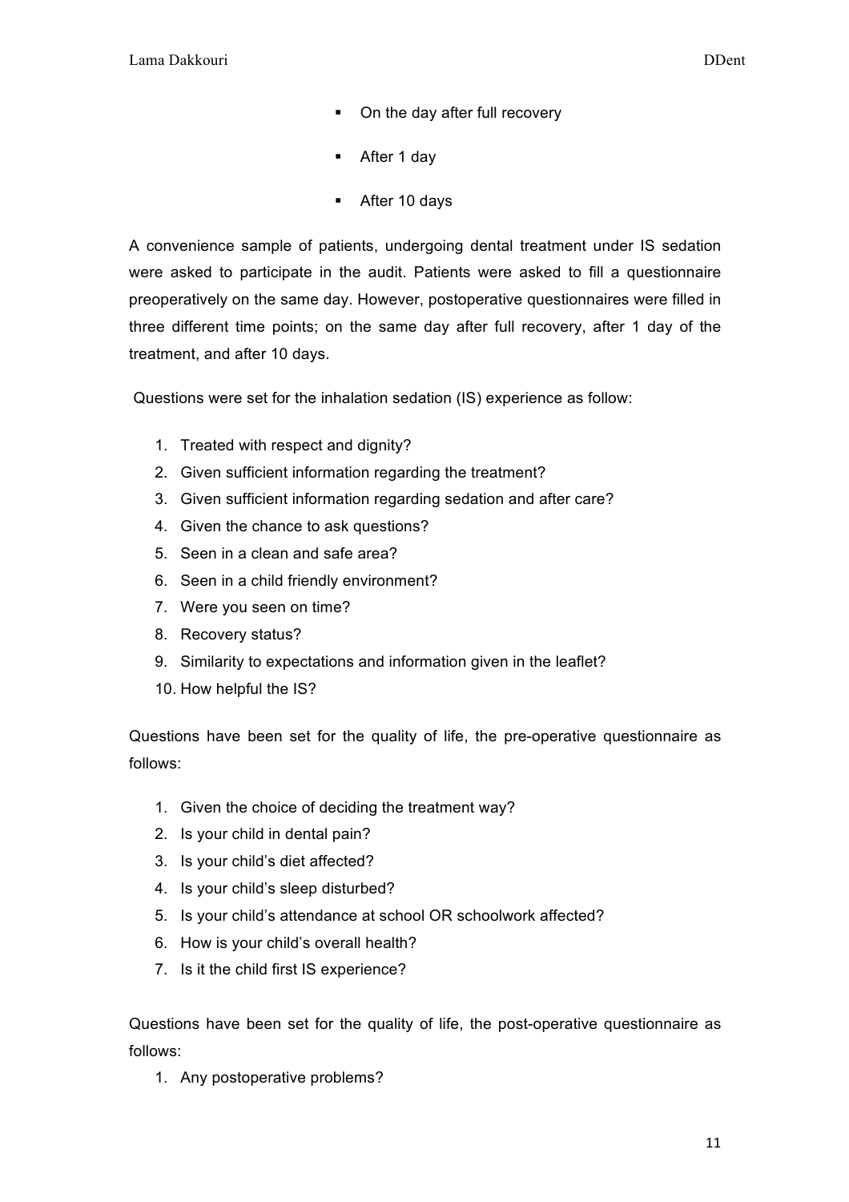- On the day after full recovery
- After 1 day
- After 10 days

A convenience sample of patients, undergoing dental treatment under IS sedation were asked to participate in the audit. Patients were asked to fill a questionnaire preoperatively on the same day. However, postoperative questionnaires were filled in three different time points; on the same day after full recovery, after 1 day of the treatment, and after 10 days.

Questions were set for the inhalation sedation (IS) experience as follow:

1. Treated with respect and dignity?
2. Given sufficient information regarding the treatment?
3. Given sufficient information regarding sedation and after care?
4. Given the chance to ask questions?
5. Seen in a clean and safe area?
6. Seen in a child friendly environment?
7. Were you seen on time?
8. Recovery status?
9. Similarity to expectations and information given in the leaflet?
10. How helpful the IS?

Questions have been set for the quality of life, the pre-operative questionnaire as follows:

1. Given the choice of deciding the treatment way?
2. Is your child in dental pain?
3. Is your child's diet affected?
4. Is your child's sleep disturbed?
5. Is your child's attendance at school OR schoolwork affected?
6. How is your child's overall health?
7. Is it the child first IS experience?

Questions have been set for the quality of life, the post-operative questionnaire as follows:

1. Any postoperative problems?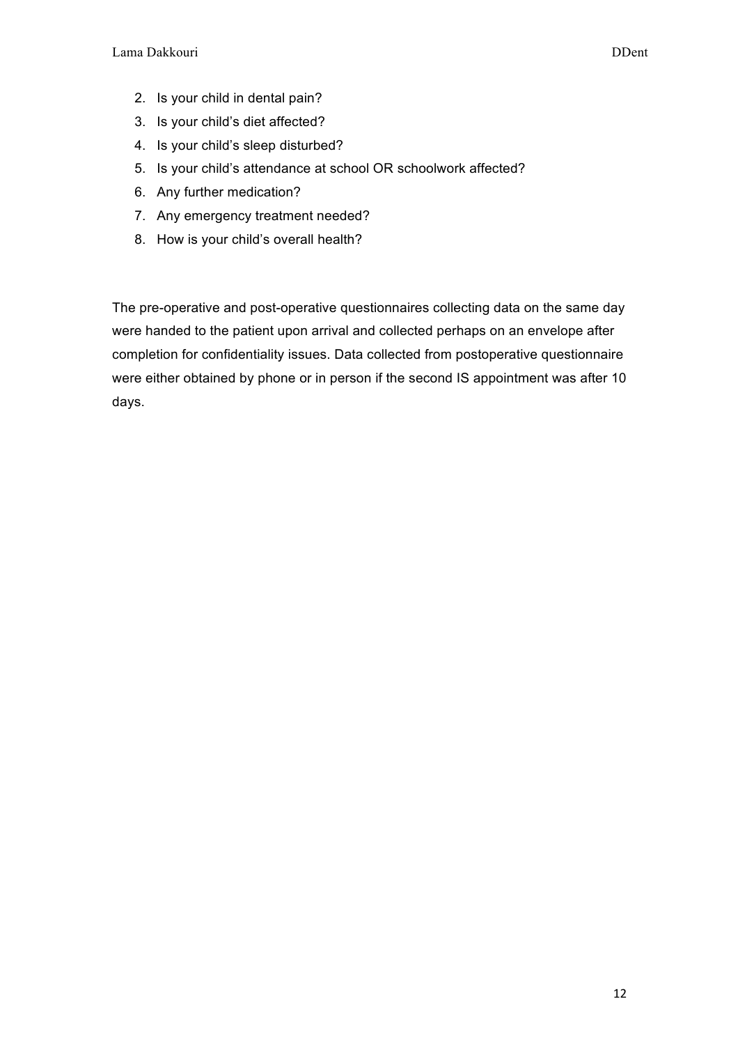2. Is your child in dental pain?
3. Is your child's diet affected?
4. Is your child's sleep disturbed?
5. Is your child's attendance at school OR schoolwork affected?
6. Any further medication?
7. Any emergency treatment needed?
8. How is your child's overall health?

The pre-operative and post-operative questionnaires collecting data on the same day were handed to the patient upon arrival and collected perhaps on an envelope after completion for confidentiality issues. Data collected from postoperative questionnaire were either obtained by phone or in person if the second IS appointment was after 10 days.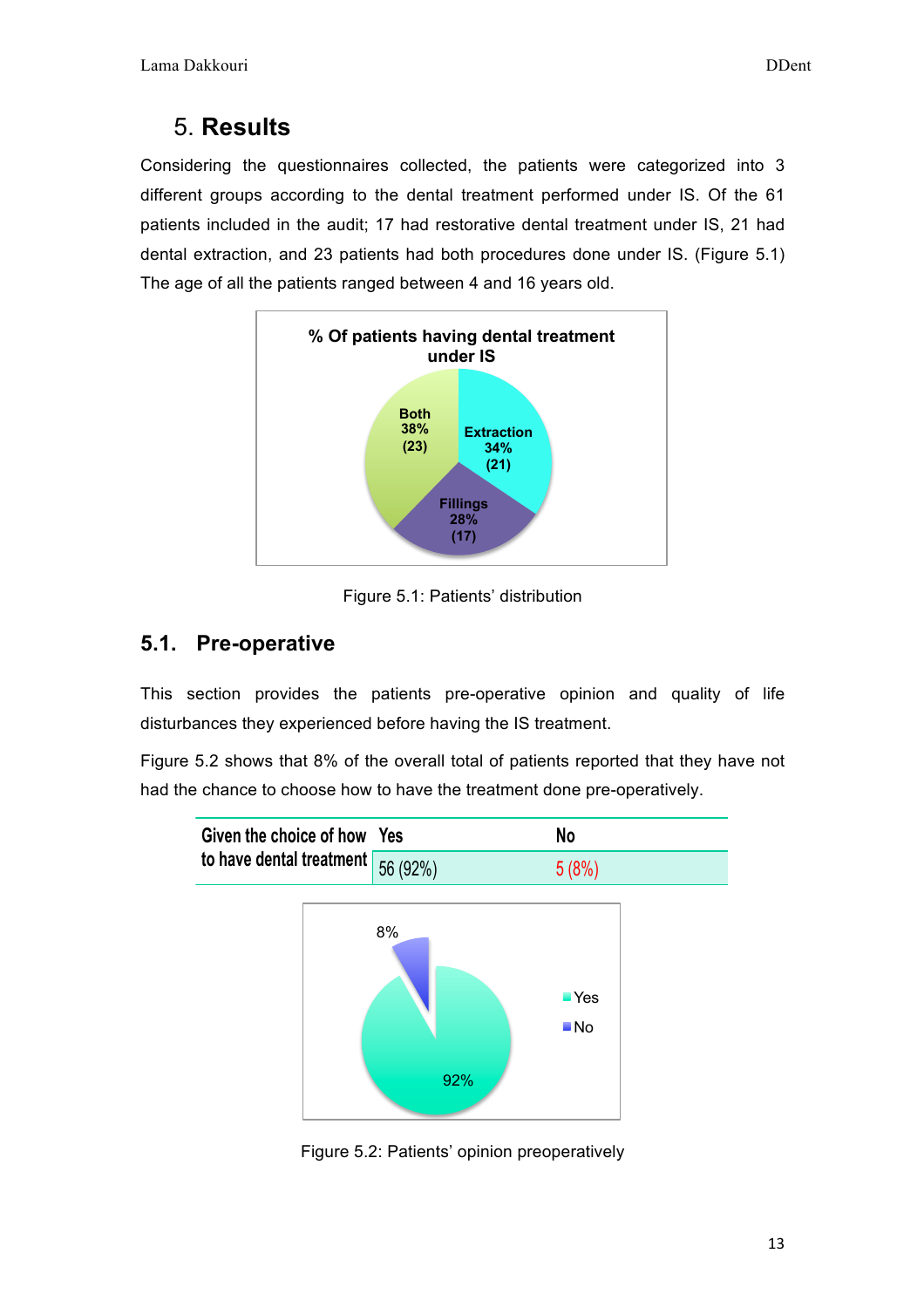# 5. Results

Considering the questionnaires collected, the patients were categorized into 3 different groups according to the dental treatment performed under IS. Of the 61 patients included in the audit; 17 had restorative dental treatment under IS, 21 had dental extraction, and 23 patients had both procedures done under IS. (Figure 5.1) The age of all the patients ranged between 4 and 16 years old.

Figure 5.1: Patients' distribution

## 5.1. Pre-operative

This section provides the patients pre-operative opinion and quality of life disturbances they experienced before having the IS treatment.

Figure 5.2 shows that 8% of the overall total of patients reported that they have not had the chance to choose how to have the treatment done pre-operatively.

| Given the choice of how to have dental treatment | Yes | No |
|---|---|---|
| | 56 (92%) | 5 (8%) |

Figure 5.2: Patients' opinion preoperatively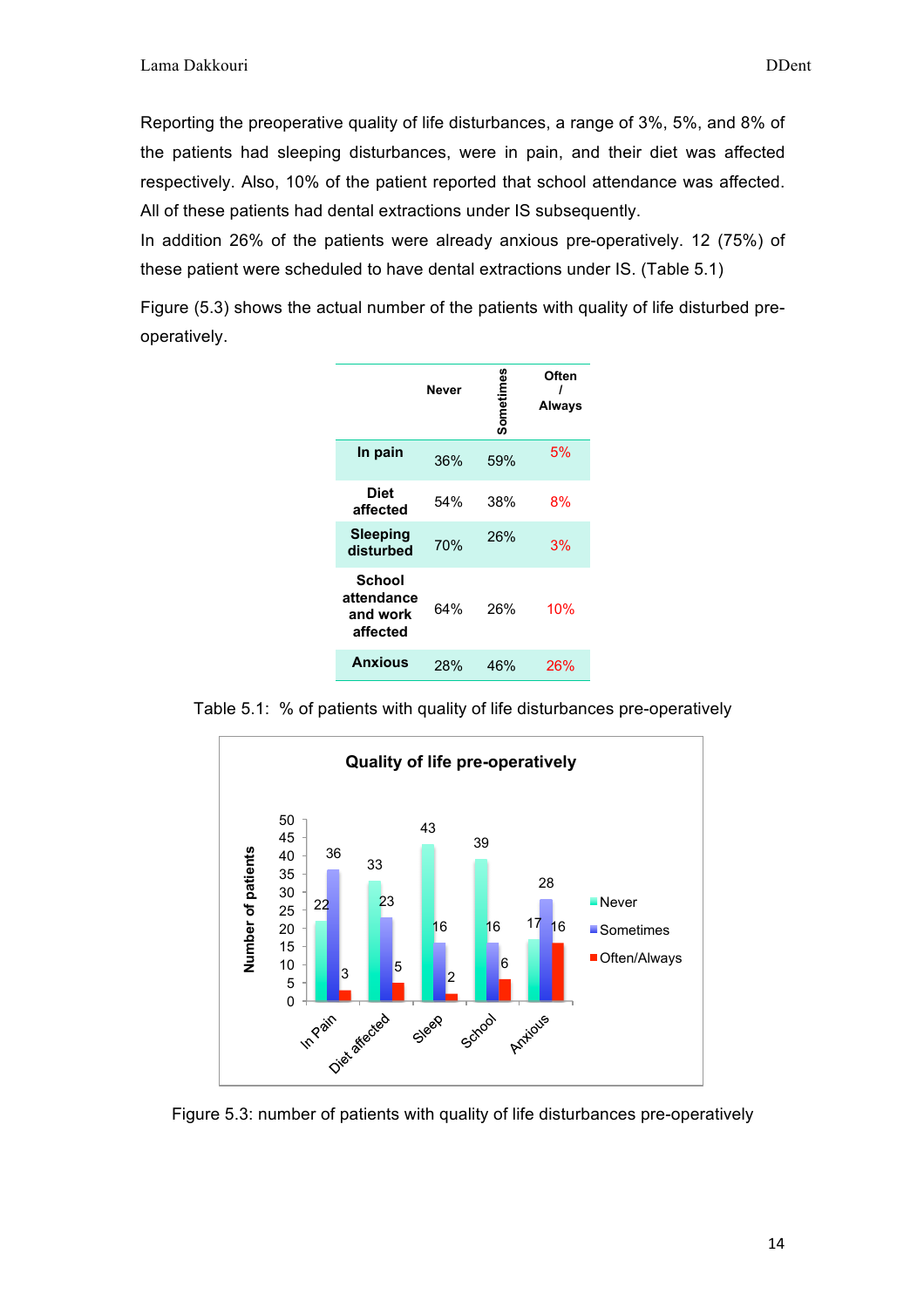Reporting the preoperative quality of life disturbances, a range of 3%, 5%, and 8% of the patients had sleeping disturbances, were in pain, and their diet was affected respectively. Also, 10% of the patient reported that school attendance was affected. All of these patients had dental extractions under IS subsequently.

In addition 26% of the patients were already anxious pre-operatively. 12 (75%) of these patient were scheduled to have dental extractions under IS. (Table 5.1)

Figure (5.3) shows the actual number of the patients with quality of life disturbed pre-operatively.

| | Never | Sometimes | Often / Always |
|---|---|---|---|
| **In pain** | 36% | 59% | 5% |
| **Diet affected** | 54% | 38% | 8% |
| **Sleeping disturbed** | 70% | 26% | 3% |
| **School attendance and work affected** | 64% | 26% | 10% |
| **Anxious** | 28% | 46% | 26% |

Table 5.1: % of patients with quality of life disturbances pre-operatively

**Quality of life pre-operatively**

| | Never | Sometimes | Often/Always |
|---|---|---|---|
| In Pain | 22 | 36 | 3 |
| Diet affected | 33 | 23 | 5 |
| Sleep | 43 | 16 | 2 |
| School | 39 | 16 | 6 |
| Anxious | 17 | 28 | 16 |

Figure 5.3: number of patients with quality of life disturbances pre-operatively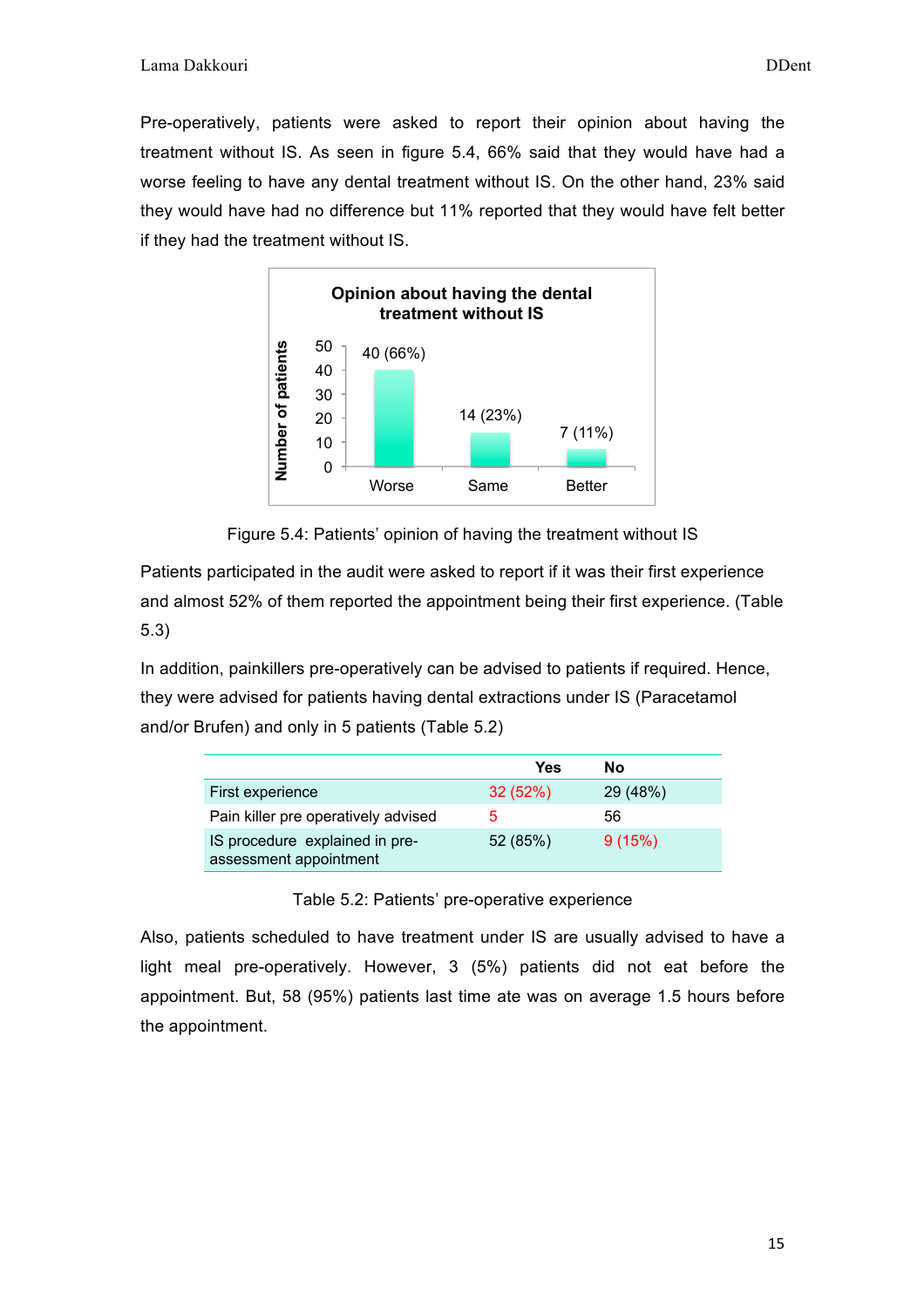Pre-operatively, patients were asked to report their opinion about having the treatment without IS. As seen in figure 5.4, 66% said that they would have had a worse feeling to have any dental treatment without IS. On the other hand, 23% said they would have had no difference but 11% reported that they would have felt better if they had the treatment without IS.

Figure 5.4: Patients' opinion of having the treatment without IS

Patients participated in the audit were asked to report if it was their first experience and almost 52% of them reported the appointment being their first experience. (Table 5.3)

In addition, painkillers pre-operatively can be advised to patients if required. Hence, they were advised for patients having dental extractions under IS (Paracetamol and/or Brufen) and only in 5 patients (Table 5.2)

| | Yes | No |
|---|---|---|
| First experience | 32 (52%) | 29 (48%) |
| Pain killer pre operatively advised | 5 | 56 |
| IS procedure explained in pre-assessment appointment | 52 (85%) | 9 (15%) |

Table 5.2: Patients' pre-operative experience

Also, patients scheduled to have treatment under IS are usually advised to have a light meal pre-operatively. However, 3 (5%) patients did not eat before the appointment. But, 58 (95%) patients last time ate was on average 1.5 hours before the appointment.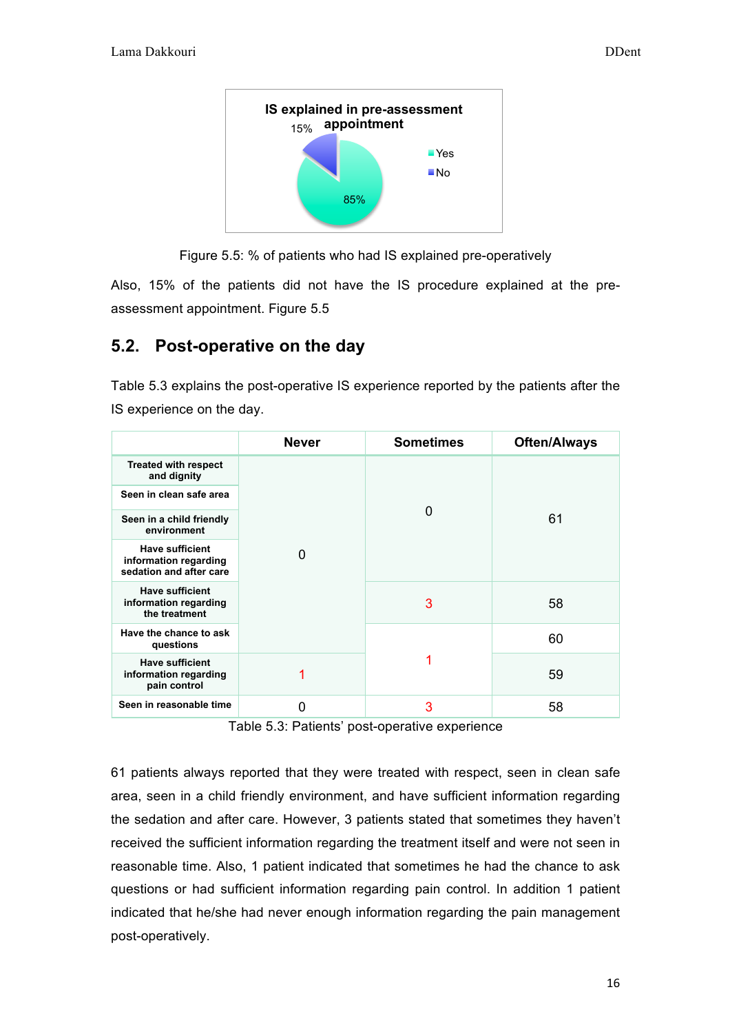IS explained in pre-assessment appointment

- Yes: 85%
- No: 15%

Figure 5.5: % of patients who had IS explained pre-operatively

Also, 15% of the patients did not have the IS procedure explained at the pre-assessment appointment. Figure 5.5

## 5.2. Post-operative on the day

Table 5.3 explains the post-operative IS experience reported by the patients after the IS experience on the day.

| | Never | Sometimes | Often/Always |
|---|---|---|---|
| Treated with respect and dignity | 0 | 0 | 61 |
| Seen in clean safe area | 0 | 0 | 61 |
| Seen in a child friendly environment | 0 | 0 | 61 |
| Have sufficient information regarding sedation and after care | 0 | 0 | 61 |
| Have sufficient information regarding the treatment | 0 | 3 | 58 |
| Have the chance to ask questions | 0 | 1 | 60 |
| Have sufficient information regarding pain control | 1 | 1 | 59 |
| Seen in reasonable time | 0 | 3 | 58 |

Table 5.3: Patients' post-operative experience

61 patients always reported that they were treated with respect, seen in clean safe area, seen in a child friendly environment, and have sufficient information regarding the sedation and after care. However, 3 patients stated that sometimes they haven't received the sufficient information regarding the treatment itself and were not seen in reasonable time. Also, 1 patient indicated that sometimes he had the chance to ask questions or had sufficient information regarding pain control. In addition 1 patient indicated that he/she had never enough information regarding the pain management post-operatively.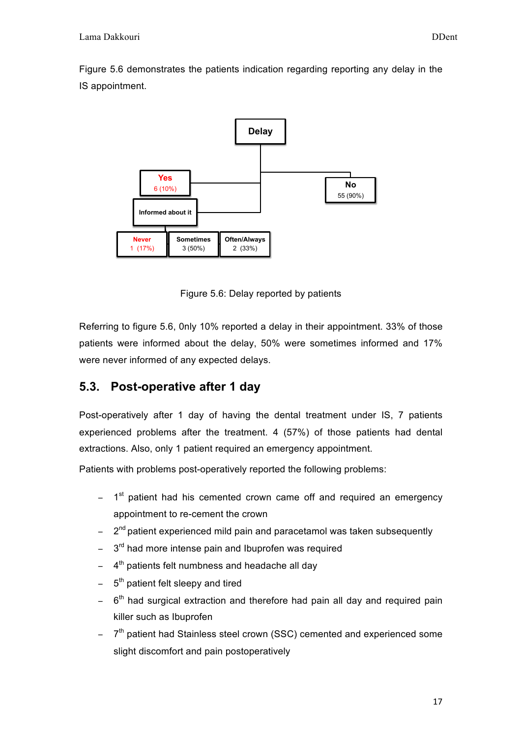Figure 5.6 demonstrates the patients indication regarding reporting any delay in the IS appointment.

Delay

- Yes 6 (10%)
  - Informed about it
    - Never 1 (17%)
    - Sometimes 3 (50%)
    - Often/Always 2 (33%)
- No 55 (90%)

Figure 5.6: Delay reported by patients

Referring to figure 5.6, 0nly 10% reported a delay in their appointment. 33% of those patients were informed about the delay, 50% were sometimes informed and 17% were never informed of any expected delays.

## 5.3. Post-operative after 1 day

Post-operatively after 1 day of having the dental treatment under IS, 7 patients experienced problems after the treatment. 4 (57%) of those patients had dental extractions. Also, only 1 patient required an emergency appointment.

Patients with problems post-operatively reported the following problems:

- 1st patient had his cemented crown came off and required an emergency appointment to re-cement the crown
- 2nd patient experienced mild pain and paracetamol was taken subsequently
- 3rd had more intense pain and Ibuprofen was required
- 4th patients felt numbness and headache all day
- 5th patient felt sleepy and tired
- 6th had surgical extraction and therefore had pain all day and required pain killer such as Ibuprofen
- 7th patient had Stainless steel crown (SSC) cemented and experienced some slight discomfort and pain postoperatively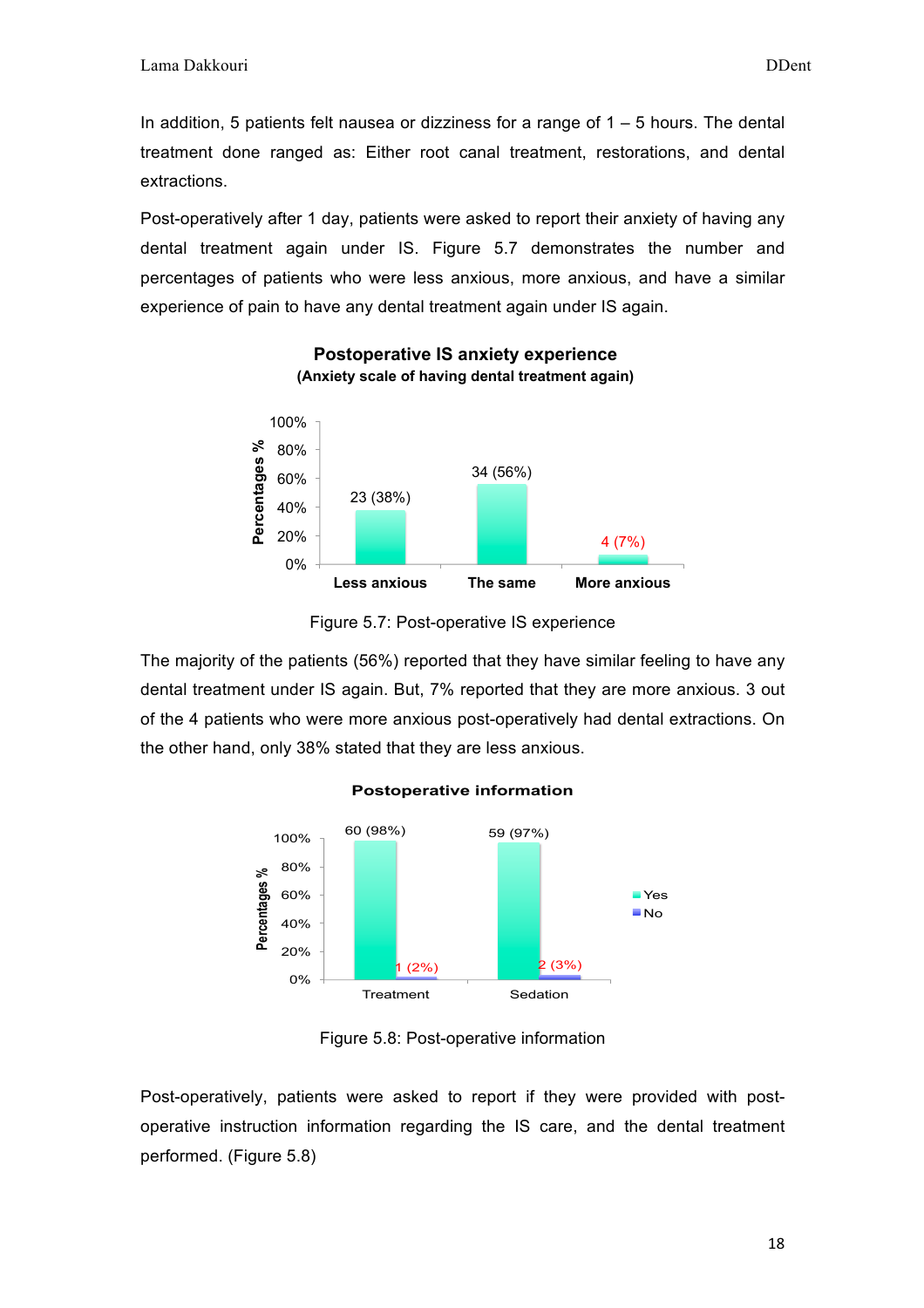In addition, 5 patients felt nausea or dizziness for a range of 1 – 5 hours. The dental treatment done ranged as: Either root canal treatment, restorations, and dental extractions.

Post-operatively after 1 day, patients were asked to report their anxiety of having any dental treatment again under IS. Figure 5.7 demonstrates the number and percentages of patients who were less anxious, more anxious, and have a similar experience of pain to have any dental treatment again under IS again.

**Postoperative IS anxiety experience**
**(Anxiety scale of having dental treatment again)**

| | Less anxious | The same | More anxious |
|---|---|---|---|
| Percentages % | 23 (38%) | 34 (56%) | 4 (7%) |

Figure 5.7: Post-operative IS experience

The majority of the patients (56%) reported that they have similar feeling to have any dental treatment under IS again. But, 7% reported that they are more anxious. 3 out of the 4 patients who were more anxious post-operatively had dental extractions. On the other hand, only 38% stated that they are less anxious.

**Postoperative information**

| | Yes | No |
|---|---|---|
| Treatment | 60 (98%) | 1 (2%) |
| Sedation | 59 (97%) | 2 (3%) |

Figure 5.8: Post-operative information

Post-operatively, patients were asked to report if they were provided with post-operative instruction information regarding the IS care, and the dental treatment performed. (Figure 5.8)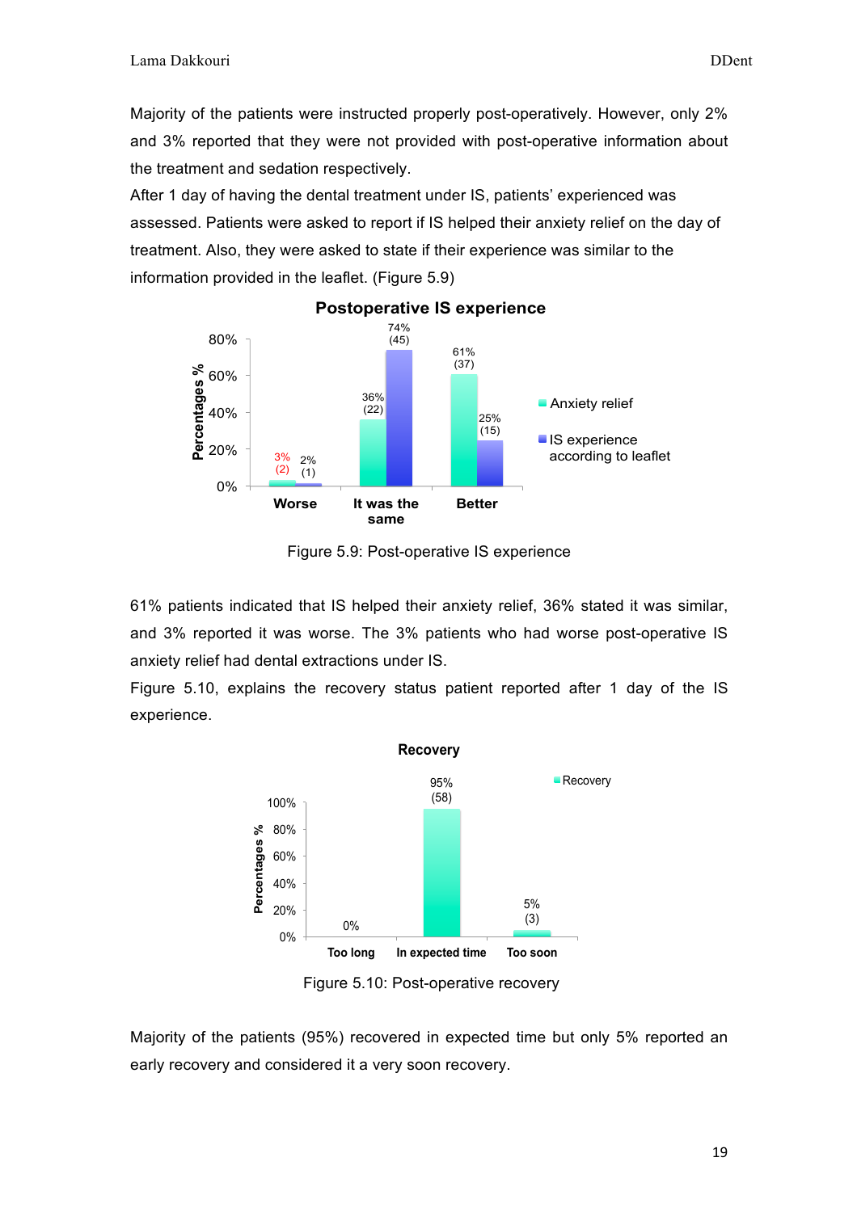Majority of the patients were instructed properly post-operatively. However, only 2% and 3% reported that they were not provided with post-operative information about the treatment and sedation respectively.

After 1 day of having the dental treatment under IS, patients' experienced was assessed. Patients were asked to report if IS helped their anxiety relief on the day of treatment. Also, they were asked to state if their experience was similar to the information provided in the leaflet. (Figure 5.9)

Figure 5.9: Post-operative IS experience

61% patients indicated that IS helped their anxiety relief, 36% stated it was similar, and 3% reported it was worse. The 3% patients who had worse post-operative IS anxiety relief had dental extractions under IS.

Figure 5.10, explains the recovery status patient reported after 1 day of the IS experience.

Figure 5.10: Post-operative recovery

Majority of the patients (95%) recovered in expected time but only 5% reported an early recovery and considered it a very soon recovery.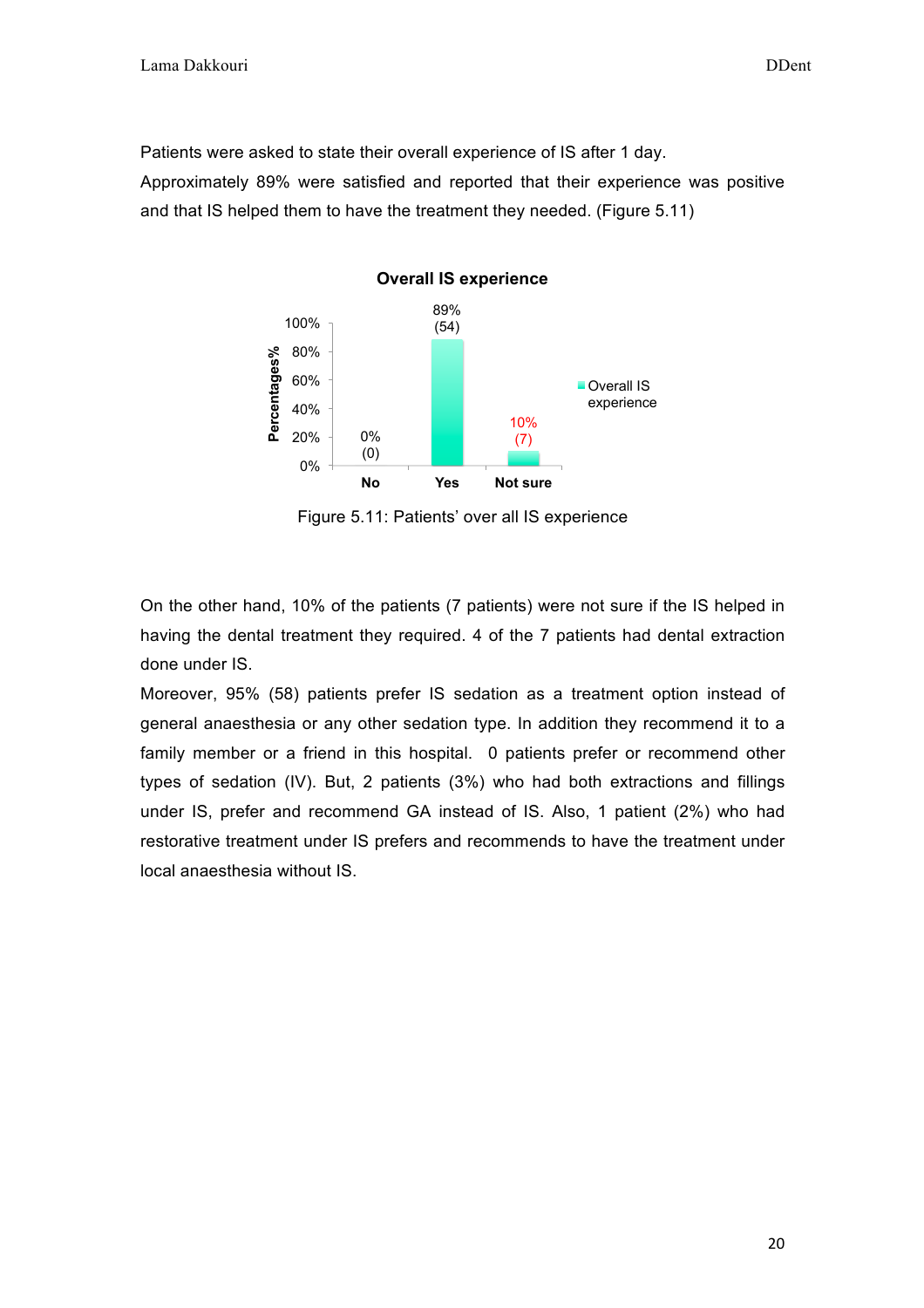Patients were asked to state their overall experience of IS after 1 day.

Approximately 89% were satisfied and reported that their experience was positive and that IS helped them to have the treatment they needed. (Figure 5.11)

**Overall IS experience**

| | No | Yes | Not sure |
|---|---|---|---|
| Overall IS experience | 0% (0) | 89% (54) | 10% (7) |

Figure 5.11: Patients' over all IS experience

On the other hand, 10% of the patients (7 patients) were not sure if the IS helped in having the dental treatment they required. 4 of the 7 patients had dental extraction done under IS.

Moreover, 95% (58) patients prefer IS sedation as a treatment option instead of general anaesthesia or any other sedation type. In addition they recommend it to a family member or a friend in this hospital. 0 patients prefer or recommend other types of sedation (IV). But, 2 patients (3%) who had both extractions and fillings under IS, prefer and recommend GA instead of IS. Also, 1 patient (2%) who had restorative treatment under IS prefers and recommends to have the treatment under local anaesthesia without IS.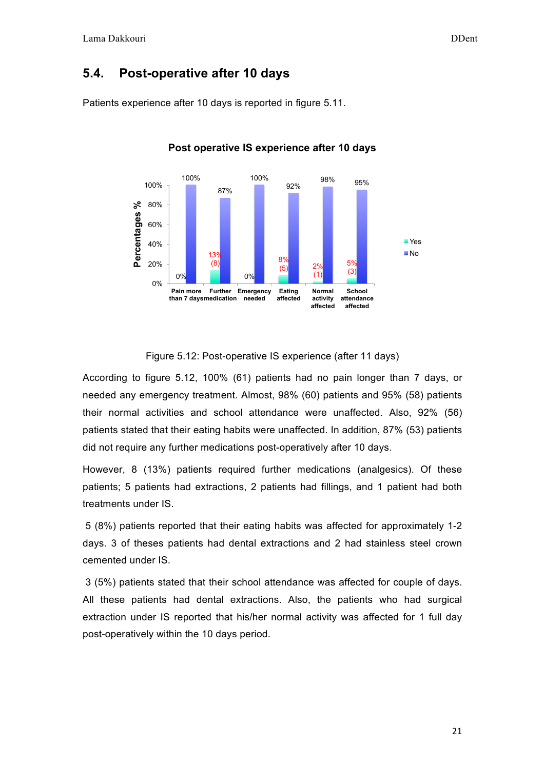## 5.4. Post-operative after 10 days

Patients experience after 10 days is reported in figure 5.11.

**Post operative IS experience after 10 days**

| | Pain more than 7 days | Further medication | Emergency needed | Eating affected | Normal activity affected | School attendance affected |
|---|---|---|---|---|---|---|
| Yes | 0% | 13% (8) | 0% | 8% (5) | 2% (1) | 5% (3) |
| No | 100% | 87% | 100% | 92% | 98% | 95% |

Figure 5.12: Post-operative IS experience (after 11 days)

According to figure 5.12, 100% (61) patients had no pain longer than 7 days, or needed any emergency treatment. Almost, 98% (60) patients and 95% (58) patients their normal activities and school attendance were unaffected. Also, 92% (56) patients stated that their eating habits were unaffected. In addition, 87% (53) patients did not require any further medications post-operatively after 10 days.

However, 8 (13%) patients required further medications (analgesics). Of these patients; 5 patients had extractions, 2 patients had fillings, and 1 patient had both treatments under IS.

5 (8%) patients reported that their eating habits was affected for approximately 1-2 days. 3 of theses patients had dental extractions and 2 had stainless steel crown cemented under IS.

3 (5%) patients stated that their school attendance was affected for couple of days. All these patients had dental extractions. Also, the patients who had surgical extraction under IS reported that his/her normal activity was affected for 1 full day post-operatively within the 10 days period.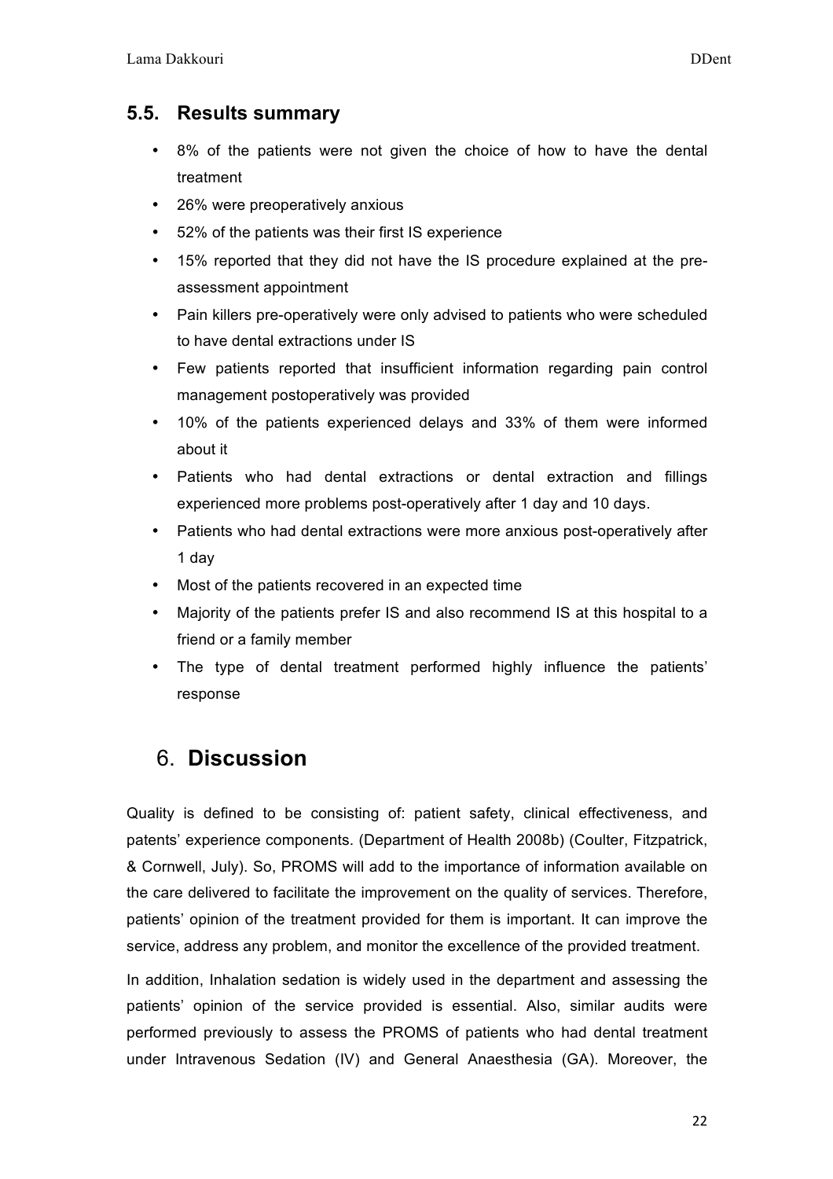## 5.5. Results summary

- 8% of the patients were not given the choice of how to have the dental treatment
- 26% were preoperatively anxious
- 52% of the patients was their first IS experience
- 15% reported that they did not have the IS procedure explained at the pre-assessment appointment
- Pain killers pre-operatively were only advised to patients who were scheduled to have dental extractions under IS
- Few patients reported that insufficient information regarding pain control management postoperatively was provided
- 10% of the patients experienced delays and 33% of them were informed about it
- Patients who had dental extractions or dental extraction and fillings experienced more problems post-operatively after 1 day and 10 days.
- Patients who had dental extractions were more anxious post-operatively after 1 day
- Most of the patients recovered in an expected time
- Majority of the patients prefer IS and also recommend IS at this hospital to a friend or a family member
- The type of dental treatment performed highly influence the patients' response

# 6. Discussion

Quality is defined to be consisting of: patient safety, clinical effectiveness, and patents' experience components. (Department of Health 2008b) (Coulter, Fitzpatrick, & Cornwell, July). So, PROMS will add to the importance of information available on the care delivered to facilitate the improvement on the quality of services. Therefore, patients' opinion of the treatment provided for them is important. It can improve the service, address any problem, and monitor the excellence of the provided treatment.

In addition, Inhalation sedation is widely used in the department and assessing the patients' opinion of the service provided is essential. Also, similar audits were performed previously to assess the PROMS of patients who had dental treatment under Intravenous Sedation (IV) and General Anaesthesia (GA). Moreover, the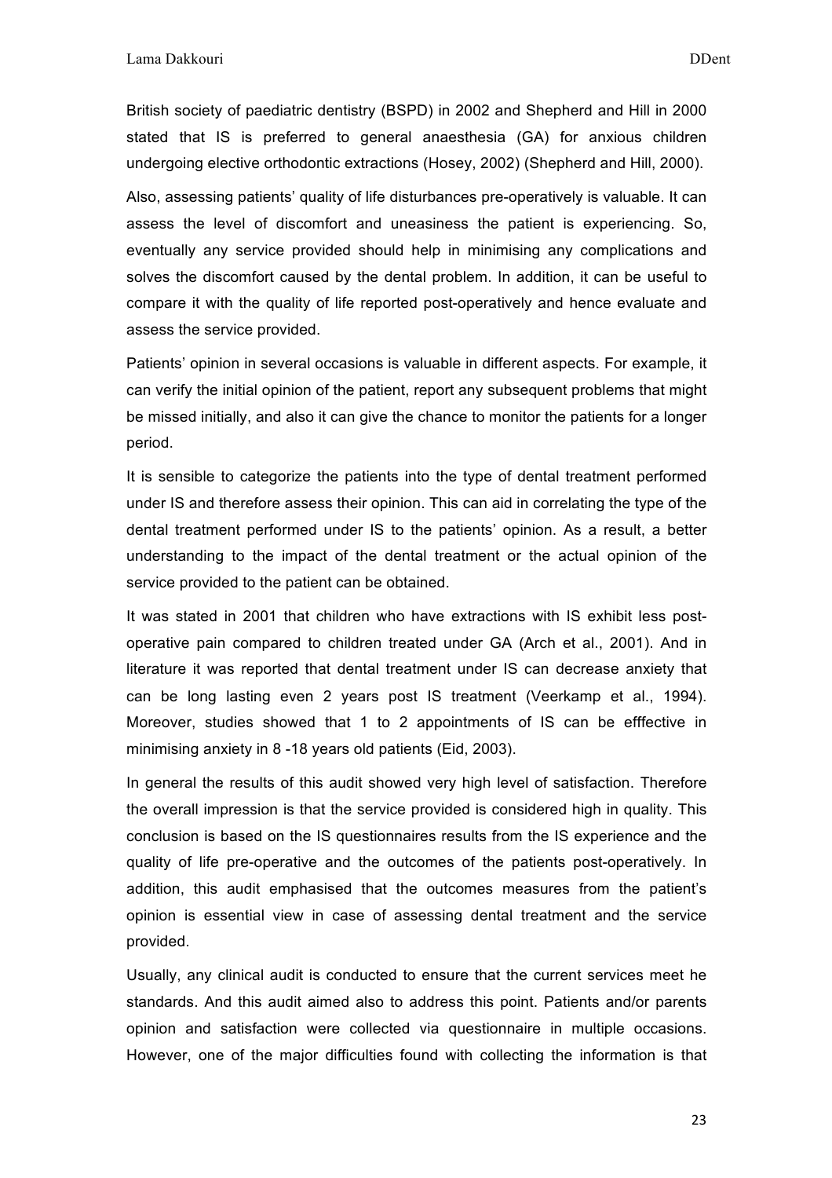British society of paediatric dentistry (BSPD) in 2002 and Shepherd and Hill in 2000 stated that IS is preferred to general anaesthesia (GA) for anxious children undergoing elective orthodontic extractions (Hosey, 2002) (Shepherd and Hill, 2000).

Also, assessing patients' quality of life disturbances pre-operatively is valuable. It can assess the level of discomfort and uneasiness the patient is experiencing. So, eventually any service provided should help in minimising any complications and solves the discomfort caused by the dental problem. In addition, it can be useful to compare it with the quality of life reported post-operatively and hence evaluate and assess the service provided.

Patients' opinion in several occasions is valuable in different aspects. For example, it can verify the initial opinion of the patient, report any subsequent problems that might be missed initially, and also it can give the chance to monitor the patients for a longer period.

It is sensible to categorize the patients into the type of dental treatment performed under IS and therefore assess their opinion. This can aid in correlating the type of the dental treatment performed under IS to the patients' opinion. As a result, a better understanding to the impact of the dental treatment or the actual opinion of the service provided to the patient can be obtained.

It was stated in 2001 that children who have extractions with IS exhibit less post-operative pain compared to children treated under GA (Arch et al., 2001). And in literature it was reported that dental treatment under IS can decrease anxiety that can be long lasting even 2 years post IS treatment (Veerkamp et al., 1994). Moreover, studies showed that 1 to 2 appointments of IS can be efffective in minimising anxiety in 8 -18 years old patients (Eid, 2003).

In general the results of this audit showed very high level of satisfaction. Therefore the overall impression is that the service provided is considered high in quality. This conclusion is based on the IS questionnaires results from the IS experience and the quality of life pre-operative and the outcomes of the patients post-operatively. In addition, this audit emphasised that the outcomes measures from the patient's opinion is essential view in case of assessing dental treatment and the service provided.

Usually, any clinical audit is conducted to ensure that the current services meet he standards. And this audit aimed also to address this point. Patients and/or parents opinion and satisfaction were collected via questionnaire in multiple occasions. However, one of the major difficulties found with collecting the information is that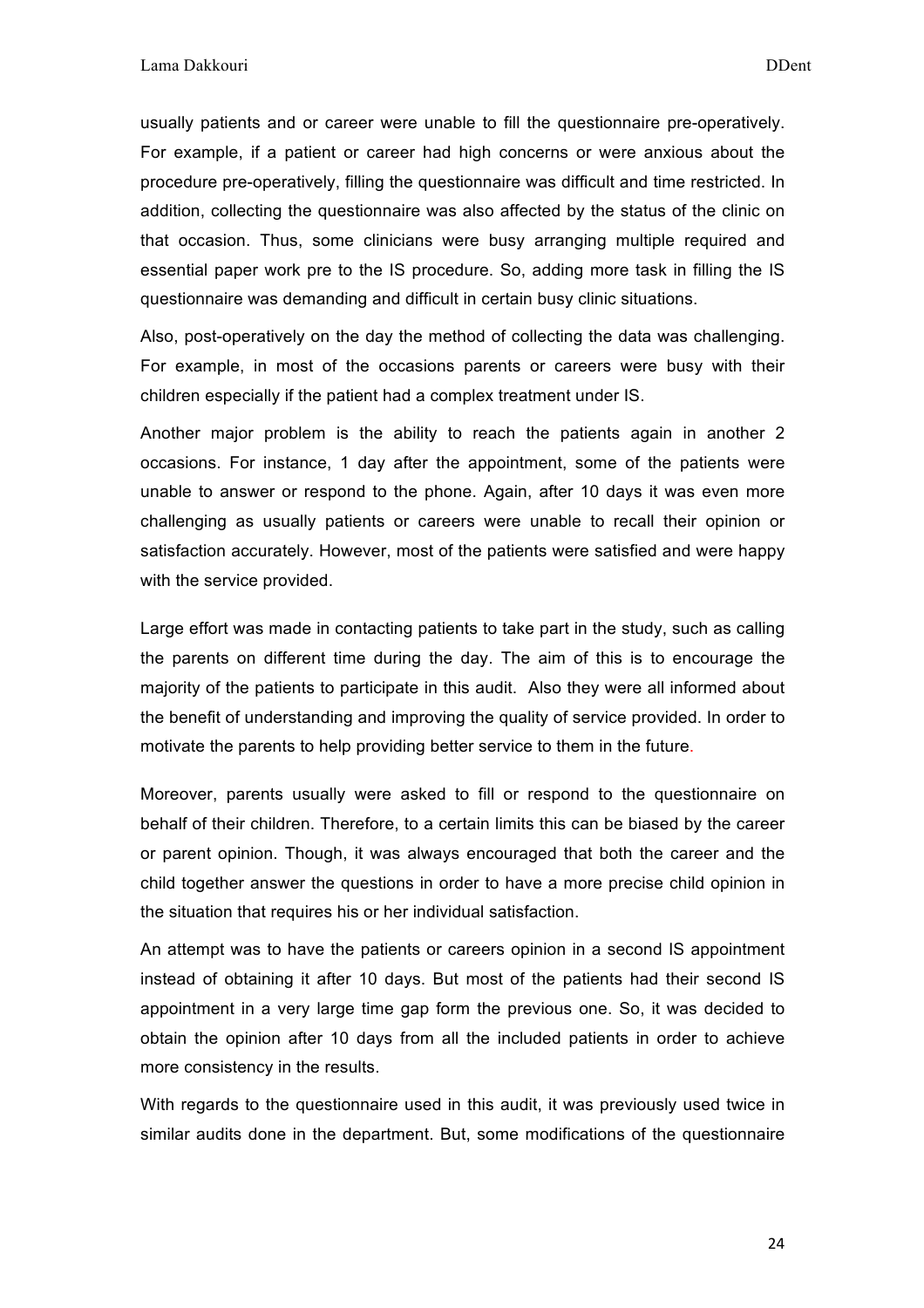usually patients and or career were unable to fill the questionnaire pre-operatively. For example, if a patient or career had high concerns or were anxious about the procedure pre-operatively, filling the questionnaire was difficult and time restricted. In addition, collecting the questionnaire was also affected by the status of the clinic on that occasion. Thus, some clinicians were busy arranging multiple required and essential paper work pre to the IS procedure. So, adding more task in filling the IS questionnaire was demanding and difficult in certain busy clinic situations.

Also, post-operatively on the day the method of collecting the data was challenging. For example, in most of the occasions parents or careers were busy with their children especially if the patient had a complex treatment under IS.

Another major problem is the ability to reach the patients again in another 2 occasions. For instance, 1 day after the appointment, some of the patients were unable to answer or respond to the phone. Again, after 10 days it was even more challenging as usually patients or careers were unable to recall their opinion or satisfaction accurately. However, most of the patients were satisfied and were happy with the service provided.

Large effort was made in contacting patients to take part in the study, such as calling the parents on different time during the day. The aim of this is to encourage the majority of the patients to participate in this audit. Also they were all informed about the benefit of understanding and improving the quality of service provided. In order to motivate the parents to help providing better service to them in the future.

Moreover, parents usually were asked to fill or respond to the questionnaire on behalf of their children. Therefore, to a certain limits this can be biased by the career or parent opinion. Though, it was always encouraged that both the career and the child together answer the questions in order to have a more precise child opinion in the situation that requires his or her individual satisfaction.

An attempt was to have the patients or careers opinion in a second IS appointment instead of obtaining it after 10 days. But most of the patients had their second IS appointment in a very large time gap form the previous one. So, it was decided to obtain the opinion after 10 days from all the included patients in order to achieve more consistency in the results.

With regards to the questionnaire used in this audit, it was previously used twice in similar audits done in the department. But, some modifications of the questionnaire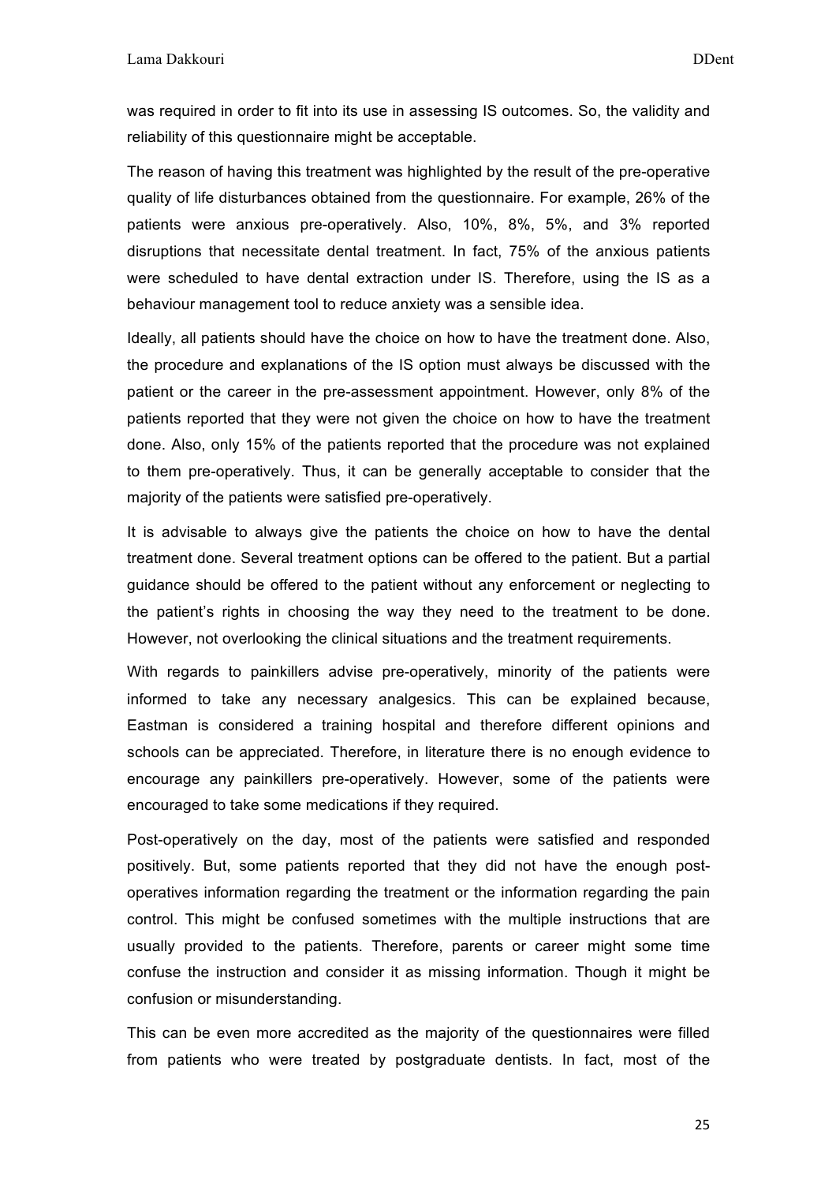was required in order to fit into its use in assessing IS outcomes. So, the validity and reliability of this questionnaire might be acceptable.

The reason of having this treatment was highlighted by the result of the pre-operative quality of life disturbances obtained from the questionnaire. For example, 26% of the patients were anxious pre-operatively. Also, 10%, 8%, 5%, and 3% reported disruptions that necessitate dental treatment. In fact, 75% of the anxious patients were scheduled to have dental extraction under IS. Therefore, using the IS as a behaviour management tool to reduce anxiety was a sensible idea.

Ideally, all patients should have the choice on how to have the treatment done. Also, the procedure and explanations of the IS option must always be discussed with the patient or the career in the pre-assessment appointment. However, only 8% of the patients reported that they were not given the choice on how to have the treatment done. Also, only 15% of the patients reported that the procedure was not explained to them pre-operatively. Thus, it can be generally acceptable to consider that the majority of the patients were satisfied pre-operatively.

It is advisable to always give the patients the choice on how to have the dental treatment done. Several treatment options can be offered to the patient. But a partial guidance should be offered to the patient without any enforcement or neglecting to the patient's rights in choosing the way they need to the treatment to be done. However, not overlooking the clinical situations and the treatment requirements.

With regards to painkillers advise pre-operatively, minority of the patients were informed to take any necessary analgesics. This can be explained because, Eastman is considered a training hospital and therefore different opinions and schools can be appreciated. Therefore, in literature there is no enough evidence to encourage any painkillers pre-operatively. However, some of the patients were encouraged to take some medications if they required.

Post-operatively on the day, most of the patients were satisfied and responded positively. But, some patients reported that they did not have the enough post-operatives information regarding the treatment or the information regarding the pain control. This might be confused sometimes with the multiple instructions that are usually provided to the patients. Therefore, parents or career might some time confuse the instruction and consider it as missing information. Though it might be confusion or misunderstanding.

This can be even more accredited as the majority of the questionnaires were filled from patients who were treated by postgraduate dentists. In fact, most of the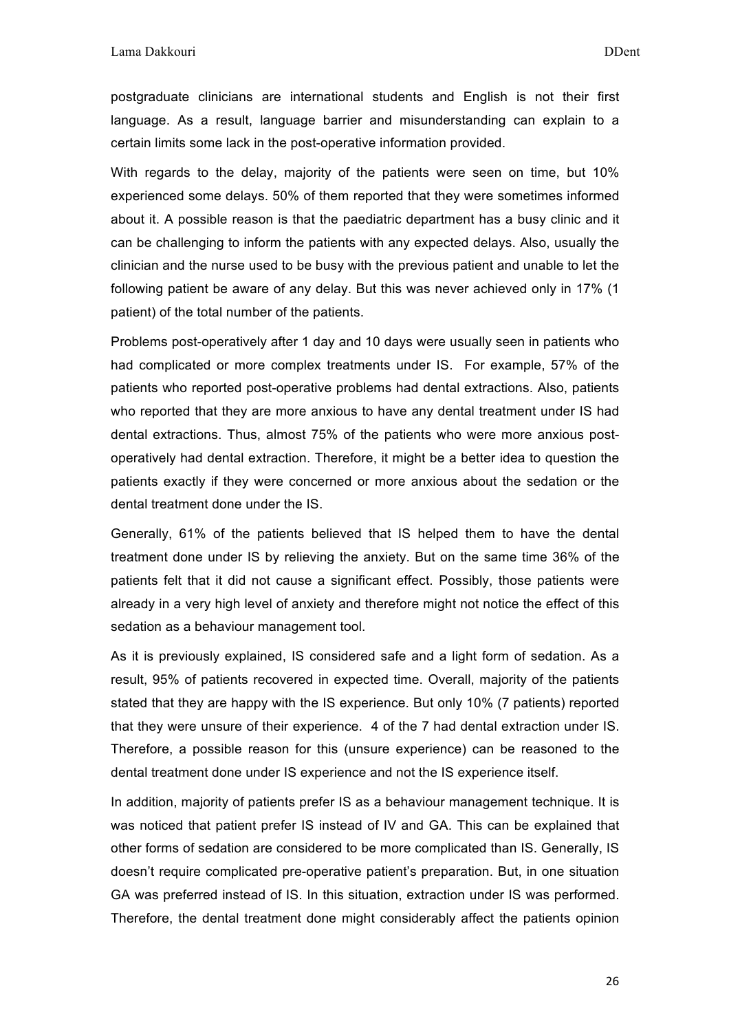postgraduate clinicians are international students and English is not their first language. As a result, language barrier and misunderstanding can explain to a certain limits some lack in the post-operative information provided.

With regards to the delay, majority of the patients were seen on time, but 10% experienced some delays. 50% of them reported that they were sometimes informed about it. A possible reason is that the paediatric department has a busy clinic and it can be challenging to inform the patients with any expected delays. Also, usually the clinician and the nurse used to be busy with the previous patient and unable to let the following patient be aware of any delay. But this was never achieved only in 17% (1 patient) of the total number of the patients.

Problems post-operatively after 1 day and 10 days were usually seen in patients who had complicated or more complex treatments under IS. For example, 57% of the patients who reported post-operative problems had dental extractions. Also, patients who reported that they are more anxious to have any dental treatment under IS had dental extractions. Thus, almost 75% of the patients who were more anxious post-operatively had dental extraction. Therefore, it might be a better idea to question the patients exactly if they were concerned or more anxious about the sedation or the dental treatment done under the IS.

Generally, 61% of the patients believed that IS helped them to have the dental treatment done under IS by relieving the anxiety. But on the same time 36% of the patients felt that it did not cause a significant effect. Possibly, those patients were already in a very high level of anxiety and therefore might not notice the effect of this sedation as a behaviour management tool.

As it is previously explained, IS considered safe and a light form of sedation. As a result, 95% of patients recovered in expected time. Overall, majority of the patients stated that they are happy with the IS experience. But only 10% (7 patients) reported that they were unsure of their experience. 4 of the 7 had dental extraction under IS. Therefore, a possible reason for this (unsure experience) can be reasoned to the dental treatment done under IS experience and not the IS experience itself.

In addition, majority of patients prefer IS as a behaviour management technique. It is was noticed that patient prefer IS instead of IV and GA. This can be explained that other forms of sedation are considered to be more complicated than IS. Generally, IS doesn't require complicated pre-operative patient's preparation. But, in one situation GA was preferred instead of IS. In this situation, extraction under IS was performed. Therefore, the dental treatment done might considerably affect the patients opinion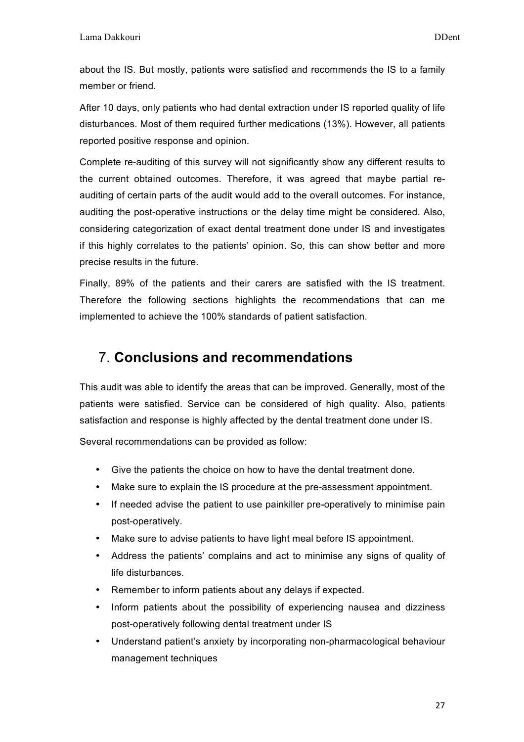about the IS. But mostly, patients were satisfied and recommends the IS to a family member or friend.

After 10 days, only patients who had dental extraction under IS reported quality of life disturbances. Most of them required further medications (13%). However, all patients reported positive response and opinion.

Complete re-auditing of this survey will not significantly show any different results to the current obtained outcomes. Therefore, it was agreed that maybe partial re-auditing of certain parts of the audit would add to the overall outcomes. For instance, auditing the post-operative instructions or the delay time might be considered. Also, considering categorization of exact dental treatment done under IS and investigates if this highly correlates to the patients' opinion. So, this can show better and more precise results in the future.

Finally, 89% of the patients and their carers are satisfied with the IS treatment. Therefore the following sections highlights the recommendations that can me implemented to achieve the 100% standards of patient satisfaction.

## 7. **Conclusions and recommendations**

This audit was able to identify the areas that can be improved. Generally, most of the patients were satisfied. Service can be considered of high quality. Also, patients satisfaction and response is highly affected by the dental treatment done under IS.

Several recommendations can be provided as follow:

- Give the patients the choice on how to have the dental treatment done.
- Make sure to explain the IS procedure at the pre-assessment appointment.
- If needed advise the patient to use painkiller pre-operatively to minimise pain post-operatively.
- Make sure to advise patients to have light meal before IS appointment.
- Address the patients' complains and act to minimise any signs of quality of life disturbances.
- Remember to inform patients about any delays if expected.
- Inform patients about the possibility of experiencing nausea and dizziness post-operatively following dental treatment under IS
- Understand patient's anxiety by incorporating non-pharmacological behaviour management techniques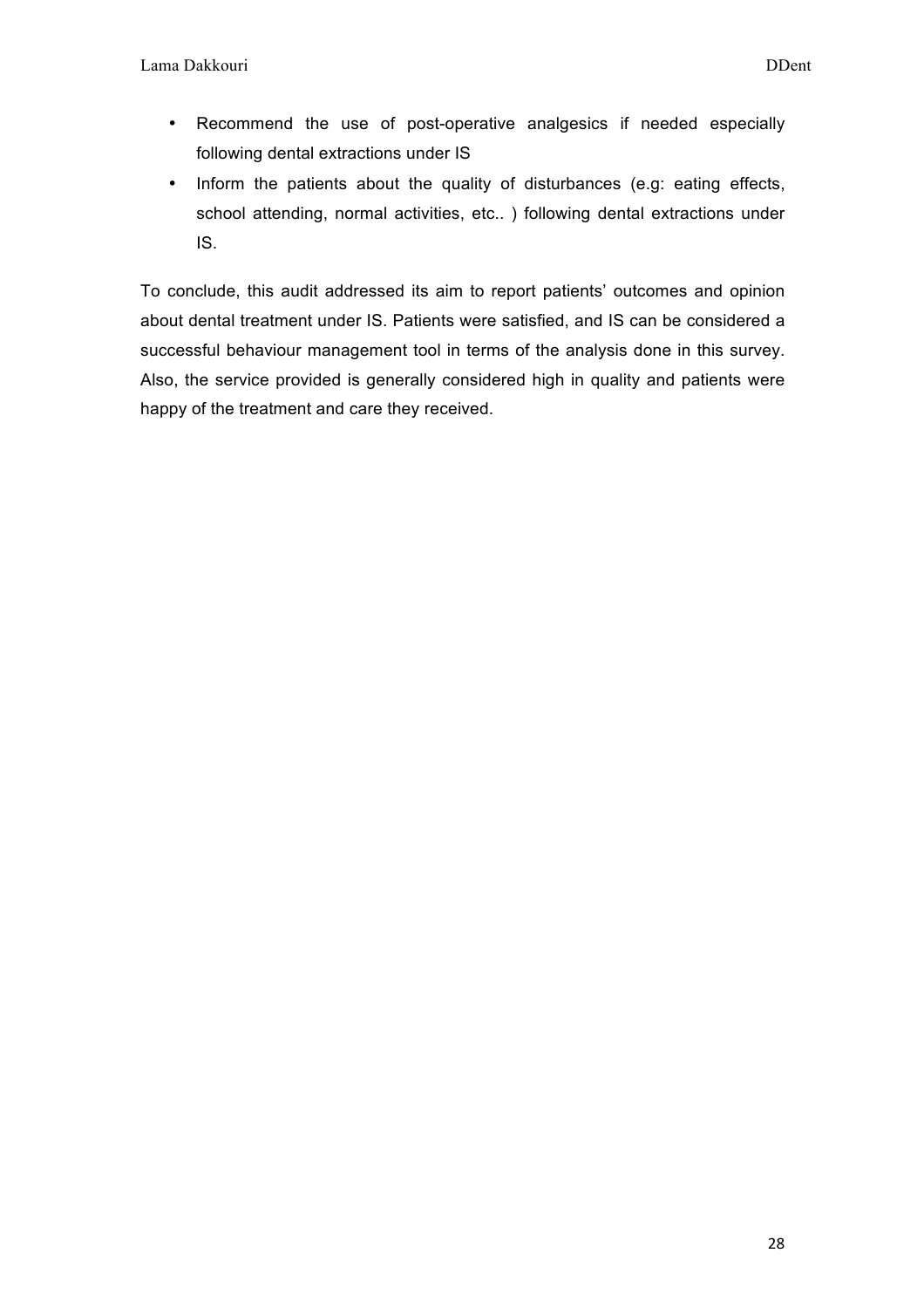- Recommend the use of post-operative analgesics if needed especially following dental extractions under IS
- Inform the patients about the quality of disturbances (e.g: eating effects, school attending, normal activities, etc.. ) following dental extractions under IS.

To conclude, this audit addressed its aim to report patients' outcomes and opinion about dental treatment under IS. Patients were satisfied, and IS can be considered a successful behaviour management tool in terms of the analysis done in this survey. Also, the service provided is generally considered high in quality and patients were happy of the treatment and care they received.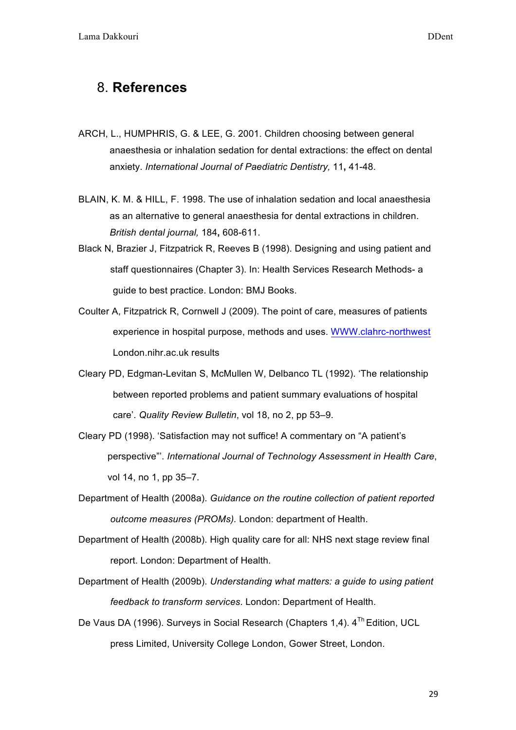# 8. **References**

ARCH, L., HUMPHRIS, G. & LEE, G. 2001. Children choosing between general anaesthesia or inhalation sedation for dental extractions: the effect on dental anxiety. *International Journal of Paediatric Dentistry,* 11**,** 41-48.

BLAIN, K. M. & HILL, F. 1998. The use of inhalation sedation and local anaesthesia as an alternative to general anaesthesia for dental extractions in children. *British dental journal,* 184**,** 608-611.

Black N, Brazier J, Fitzpatrick R, Reeves B (1998). Designing and using patient and staff questionnaires (Chapter 3). In: Health Services Research Methods- a guide to best practice. London: BMJ Books.

Coulter A, Fitzpatrick R, Cornwell J (2009). The point of care, measures of patients experience in hospital purpose, methods and uses. WWW.clahrc-northwest London.nihr.ac.uk results

Cleary PD, Edgman-Levitan S, McMullen W, Delbanco TL (1992). 'The relationship between reported problems and patient summary evaluations of hospital care'. *Quality Review Bulletin*, vol 18, no 2, pp 53–9.

Cleary PD (1998). 'Satisfaction may not suffice! A commentary on "A patient's perspective"'. *International Journal of Technology Assessment in Health Care*, vol 14, no 1, pp 35–7.

Department of Health (2008a). *Guidance on the routine collection of patient reported outcome measures (PROMs).* London: department of Health.

Department of Health (2008b). High quality care for all: NHS next stage review final report. London: Department of Health.

Department of Health (2009b). *Understanding what matters: a guide to using patient feedback to transform services*. London: Department of Health.

De Vaus DA (1996). Surveys in Social Research (Chapters 1,4). 4Th Edition, UCL press Limited, University College London, Gower Street, London.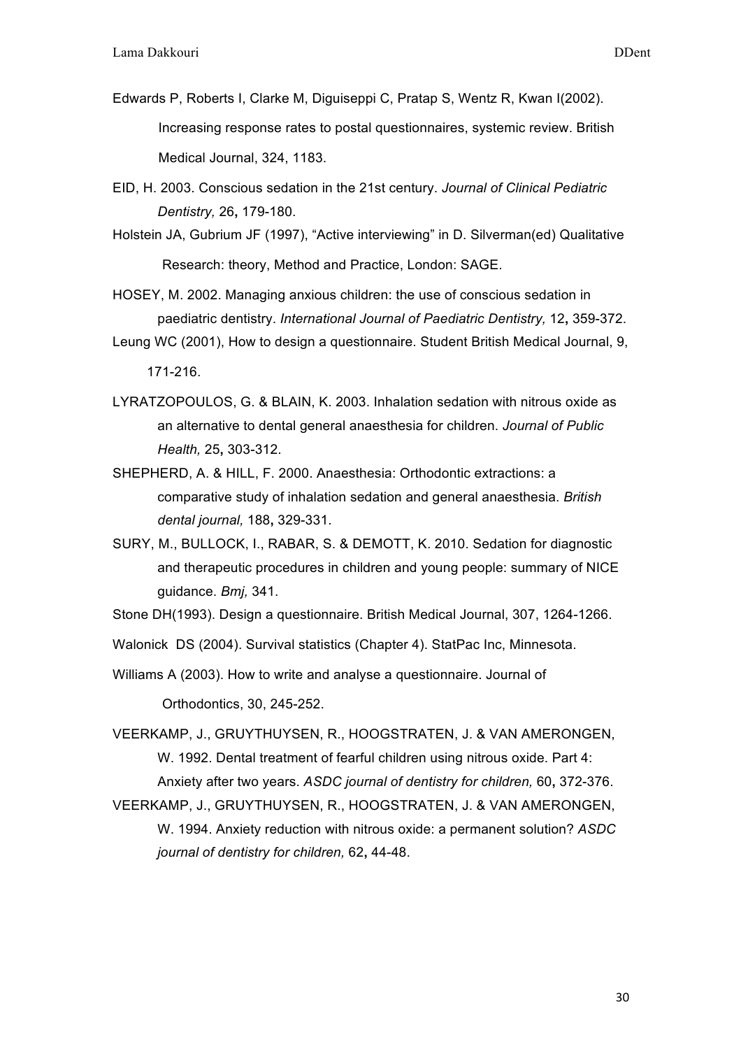Edwards P, Roberts I, Clarke M, Diguiseppi C, Pratap S, Wentz R, Kwan I(2002). Increasing response rates to postal questionnaires, systemic review. British Medical Journal, 324, 1183.

EID, H. 2003. Conscious sedation in the 21st century. *Journal of Clinical Pediatric Dentistry,* 26**,** 179-180.

Holstein JA, Gubrium JF (1997), "Active interviewing" in D. Silverman(ed) Qualitative Research: theory, Method and Practice, London: SAGE.

HOSEY, M. 2002. Managing anxious children: the use of conscious sedation in paediatric dentistry. *International Journal of Paediatric Dentistry,* 12**,** 359-372.

Leung WC (2001), How to design a questionnaire. Student British Medical Journal, 9, 171-216.

LYRATZOPOULOS, G. & BLAIN, K. 2003. Inhalation sedation with nitrous oxide as an alternative to dental general anaesthesia for children. *Journal of Public Health,* 25**,** 303-312.

SHEPHERD, A. & HILL, F. 2000. Anaesthesia: Orthodontic extractions: a comparative study of inhalation sedation and general anaesthesia. *British dental journal,* 188**,** 329-331.

SURY, M., BULLOCK, I., RABAR, S. & DEMOTT, K. 2010. Sedation for diagnostic and therapeutic procedures in children and young people: summary of NICE guidance. *Bmj,* 341.

Stone DH(1993). Design a questionnaire. British Medical Journal, 307, 1264-1266.

Walonick DS (2004). Survival statistics (Chapter 4). StatPac Inc, Minnesota.

Williams A (2003). How to write and analyse a questionnaire. Journal of Orthodontics, 30, 245-252.

VEERKAMP, J., GRUYTHUYSEN, R., HOOGSTRATEN, J. & VAN AMERONGEN, W. 1992. Dental treatment of fearful children using nitrous oxide. Part 4: Anxiety after two years. *ASDC journal of dentistry for children,* 60**,** 372-376.

VEERKAMP, J., GRUYTHUYSEN, R., HOOGSTRATEN, J. & VAN AMERONGEN, W. 1994. Anxiety reduction with nitrous oxide: a permanent solution? *ASDC journal of dentistry for children,* 62**,** 44-48.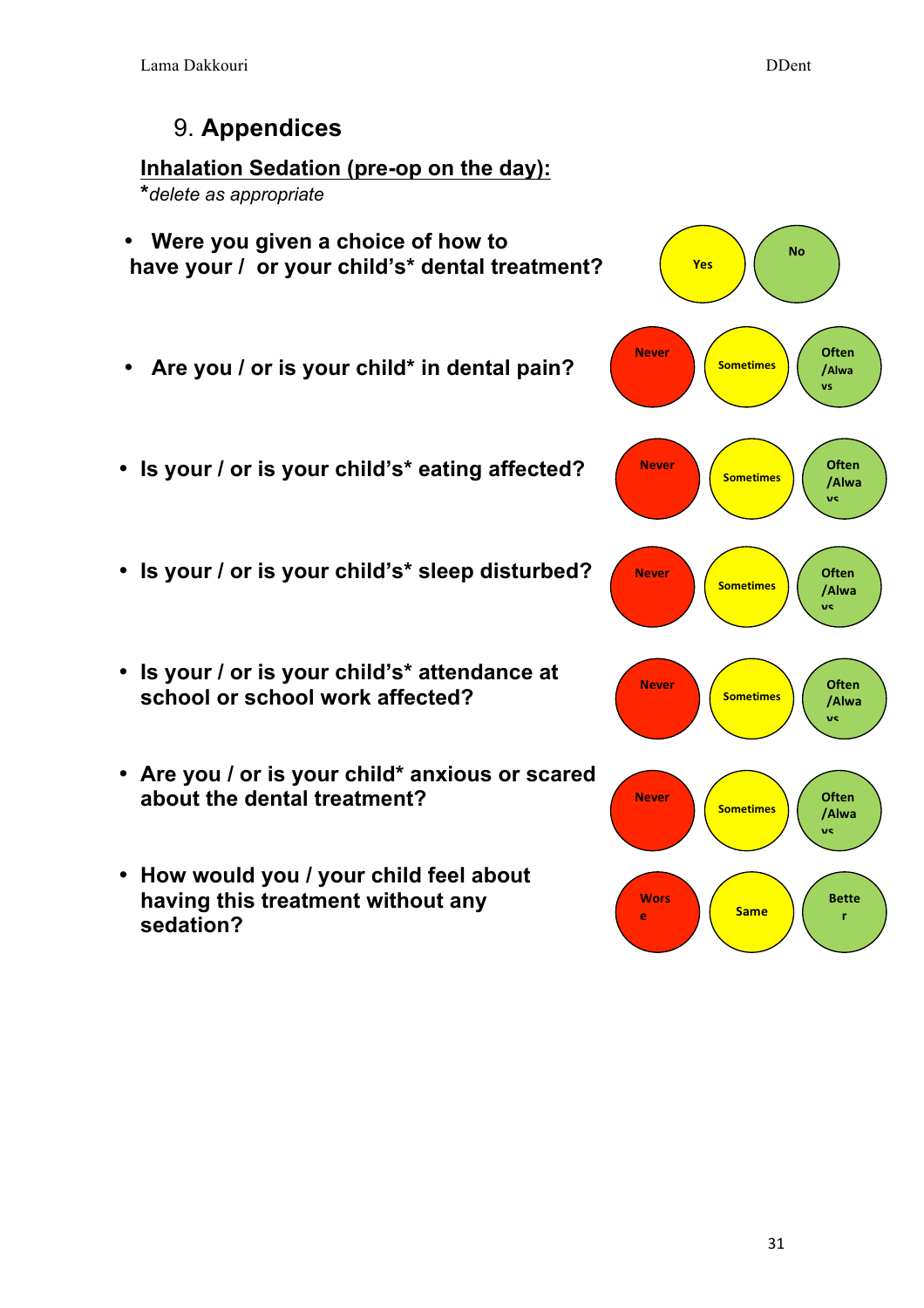## 9. Appendices

**Inhalation Sedation (pre-op on the day):**

**\***_delete as appropriate_

- **Were you given a choice of how to have your / or your child's\* dental treatment?** — Yes / No
- **Are you / or is your child\* in dental pain?** — Never / Sometimes / Often /Always
- **Is your / or is your child's\* eating affected?** — Never / Sometimes / Often /Always
- **Is your / or is your child's\* sleep disturbed?** — Never / Sometimes / Often /Always
- **Is your / or is your child's\* attendance at school or school work affected?** — Never / Sometimes / Often /Always
- **Are you / or is your child\* anxious or scared about the dental treatment?** — Never / Sometimes / Often /Always
- **How would you / your child feel about having this treatment without any sedation?** — Worse / Same / Better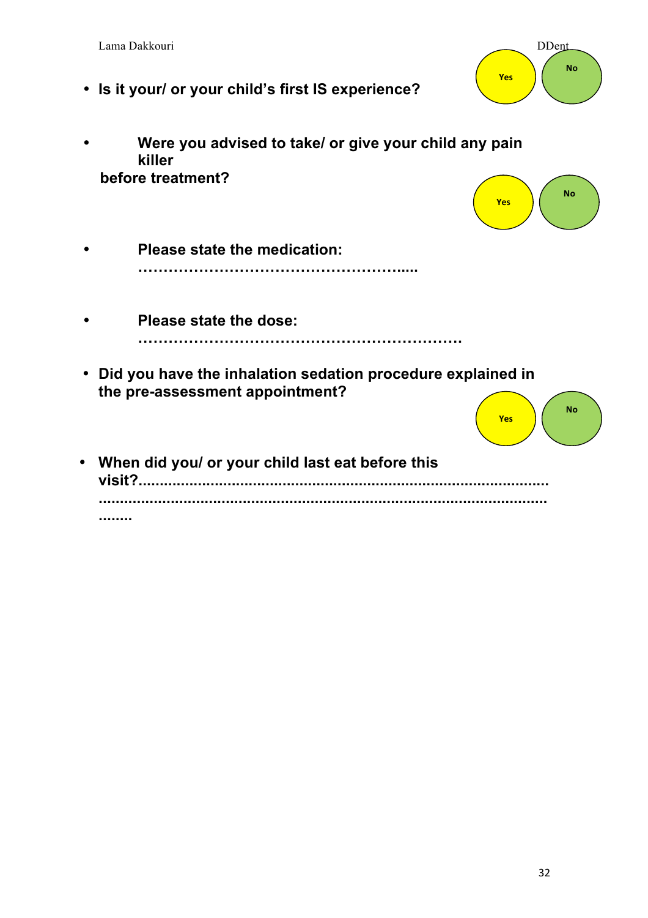- **Is it your/ or your child's first IS experience?** Yes / No

- **Were you advised to take/ or give your child any pain killer before treatment?** Yes / No

- **Please state the medication: ………………………………………………..**

- **Please state the dose: ……………………………………………………….**

- **Did you have the inhalation sedation procedure explained in the pre-assessment appointment?** Yes / No

- **When did you/ or your child last eat before this visit?..........................................................................................................................................................................................................**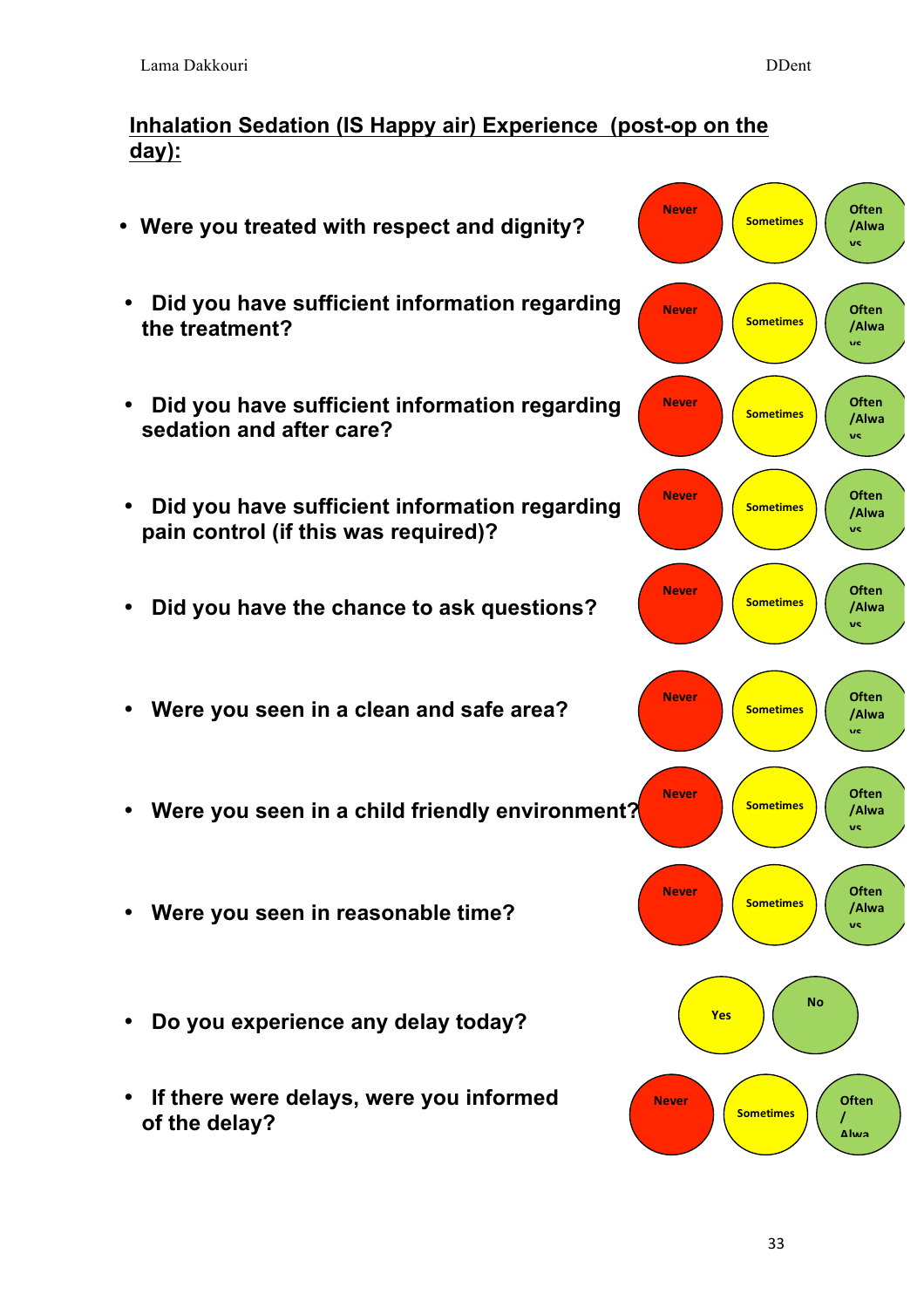## Inhalation Sedation (IS Happy air) Experience (post-op on the day):

| Question | | | |
|---|---|---|---|
| Were you treated with respect and dignity? | Never | Sometimes | Often /Always |
| Did you have sufficient information regarding the treatment? | Never | Sometimes | Often /Always |
| Did you have sufficient information regarding sedation and after care? | Never | Sometimes | Often /Always |
| Did you have sufficient information regarding pain control (if this was required)? | Never | Sometimes | Often /Always |
| Did you have the chance to ask questions? | Never | Sometimes | Often /Always |
| Were you seen in a clean and safe area? | Never | Sometimes | Often /Always |
| Were you seen in a child friendly environment? | Never | Sometimes | Often /Always |
| Were you seen in reasonable time? | Never | Sometimes | Often /Always |
| Do you experience any delay today? | Yes | No | |
| If there were delays, were you informed of the delay? | Never | Sometimes | Often / Always |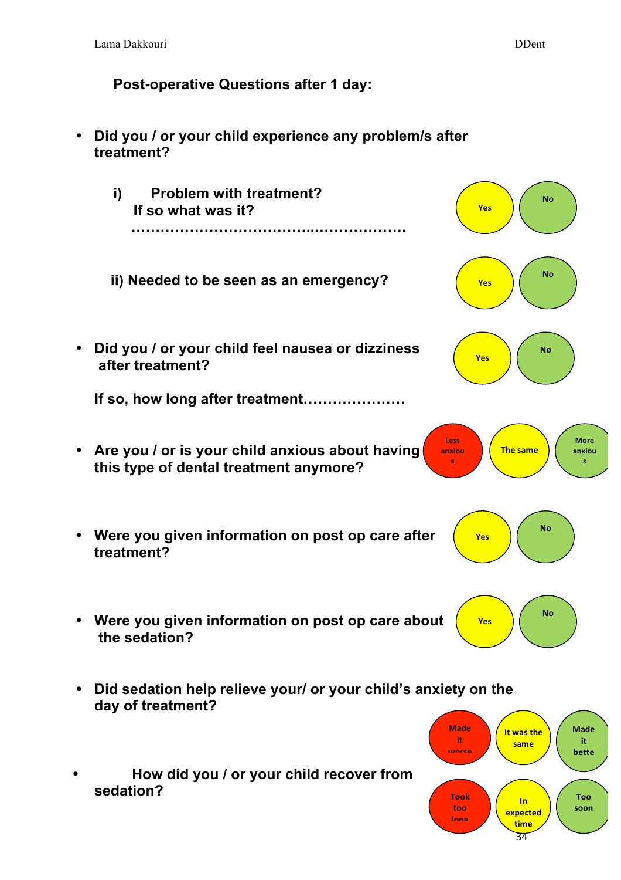## Post-operative Questions after 1 day:

- **Did you / or your child experience any problem/s after treatment?**

  **i) Problem with treatment?** — Yes / No
  **If so what was it? ……………………………..………………**

  **ii) Needed to be seen as an emergency?** — Yes / No

- **Did you / or your child feel nausea or dizziness after treatment?** — Yes / No

  **If so, how long after treatment…………………**

- **Are you / or is your child anxious about having this type of dental treatment anymore?** — Less anxious / The same / More anxious

- **Were you given information on post op care after treatment?** — Yes / No

- **Were you given information on post op care about the sedation?** — Yes / No

- **Did sedation help relieve your/ or your child's anxiety on the day of treatment?** — Made it worse / It was the same / Made it better

- **How did you / or your child recover from sedation?** — Took too long / In expected time / Too soon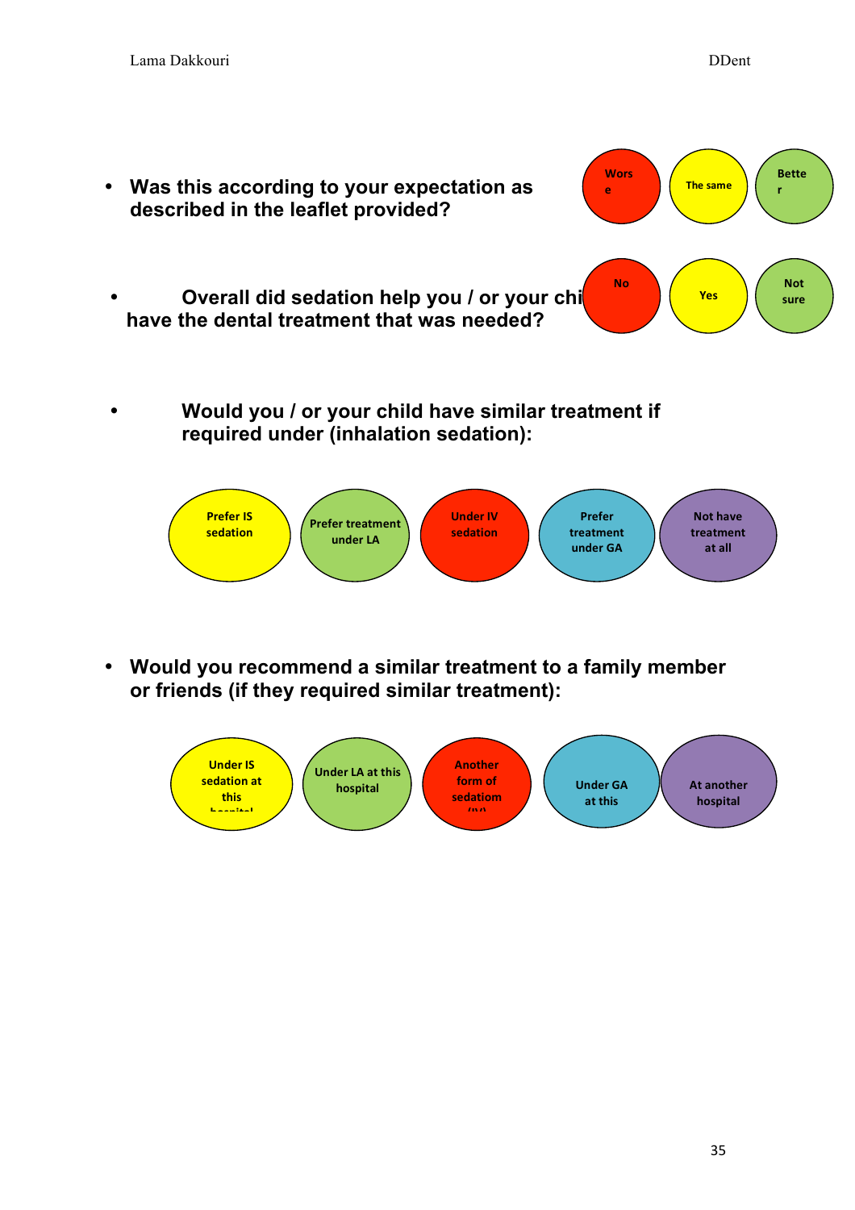- **Was this according to your expectation as described in the leaflet provided?**

  Worse | The same | Better

- **Overall did sedation help you / or your child have the dental treatment that was needed?**

  No | Yes | Not sure

- **Would you / or your child have similar treatment if required under (inhalation sedation):**

  Prefer IS sedation | Prefer treatment under LA | Under IV sedation | Prefer treatment under GA | Not have treatment at all

- **Would you recommend a similar treatment to a family member or friends (if they required similar treatment):**

  Under IS sedation at this hospital | Under LA at this hospital | Another form of sedatiom (IV) | Under GA at this | At another hospital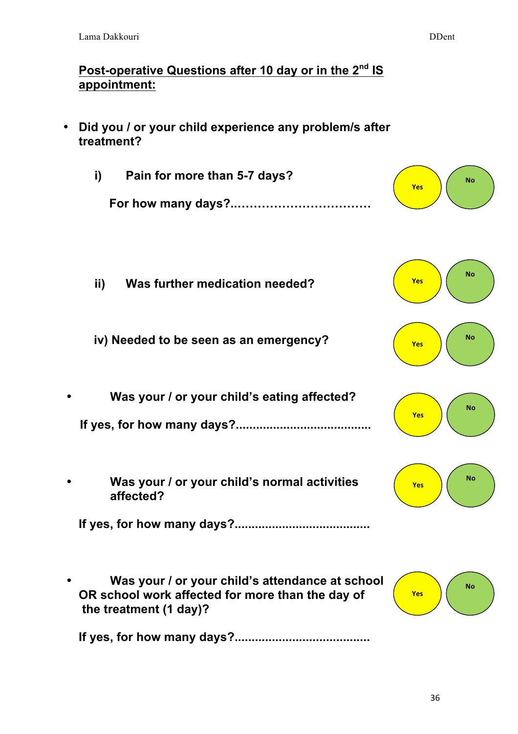## Post-operative Questions after 10 day or in the 2nd IS appointment:

- **Did you / or your child experience any problem/s after treatment?**

  **i) Pain for more than 5-7 days?** Yes / No

  **For how many days?.................................**

  **ii) Was further medication needed?** Yes / No

  **iv) Needed to be seen as an emergency?** Yes / No

- **Was your / or your child's eating affected?** Yes / No

  **If yes, for how many days?......................................**

- **Was your / or your child's normal activities affected?** Yes / No

  **If yes, for how many days?......................................**

- **Was your / or your child's attendance at school OR school work affected for more than the day of the treatment (1 day)?** Yes / No

  **If yes, for how many days?......................................**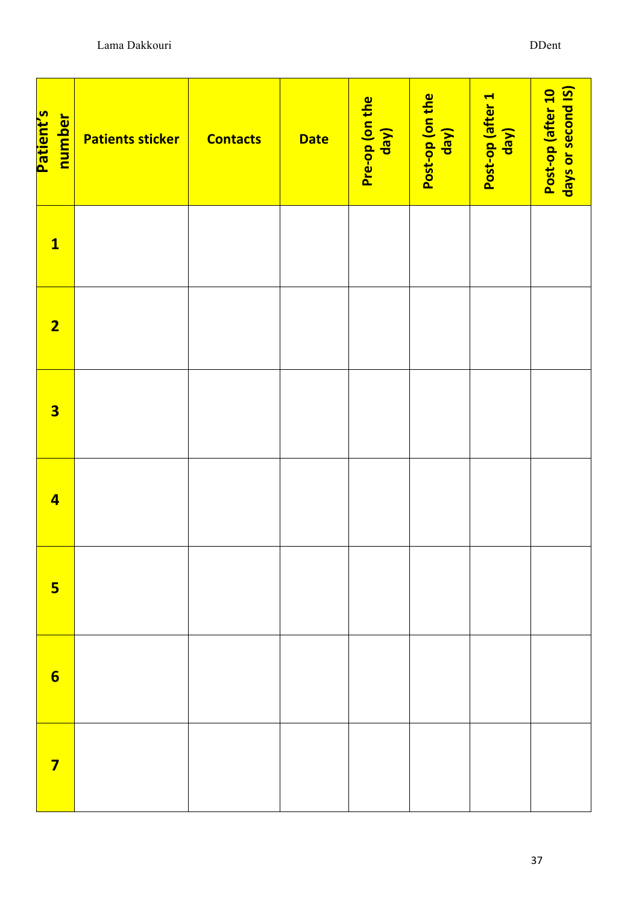| Patient's number | Patients sticker | Contacts | Date | Pre-op (on the day) | Post-op (on the day) | Post-op (after 1 day) | Post-op (after 10 days or second IS) |
|---|---|---|---|---|---|---|---|
| 1 | | | | | | | |
| 2 | | | | | | | |
| 3 | | | | | | | |
| 4 | | | | | | | |
| 5 | | | | | | | |
| 6 | | | | | | | |
| 7 | | | | | | | |